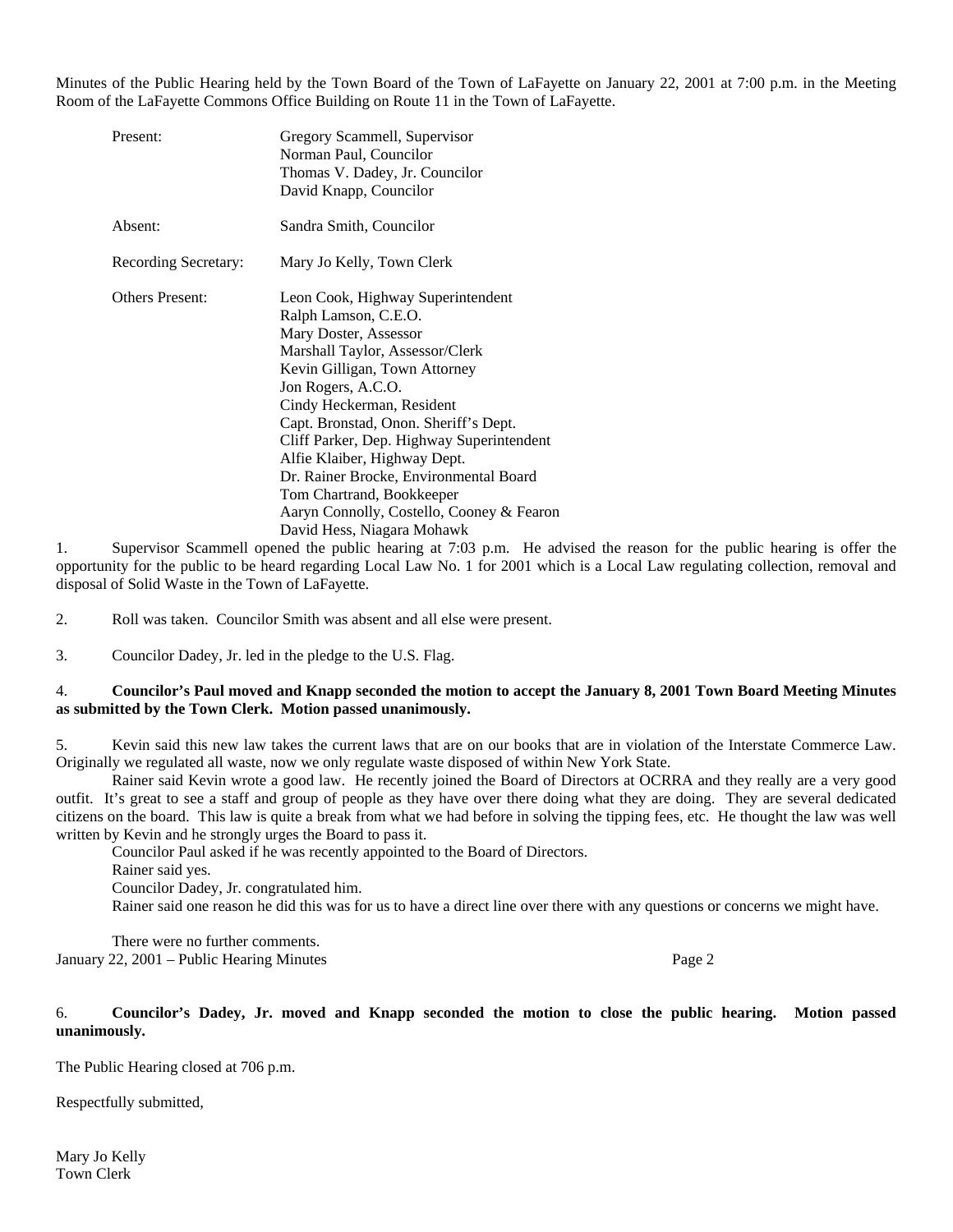Minutes of the Public Hearing held by the Town Board of the Town of LaFayette on January 22, 2001 at 7:00 p.m. in the Meeting Room of the LaFayette Commons Office Building on Route 11 in the Town of LaFayette.

| | |
|---|---|
| Present: | Gregory Scammell, Supervisor<br>Norman Paul, Councilor<br>Thomas V. Dadey, Jr. Councilor<br>David Knapp, Councilor |
| Absent: | Sandra Smith, Councilor |
| Recording Secretary: | Mary Jo Kelly, Town Clerk |
| Others Present: | Leon Cook, Highway Superintendent<br>Ralph Lamson, C.E.O.<br>Mary Doster, Assessor<br>Marshall Taylor, Assessor/Clerk<br>Kevin Gilligan, Town Attorney<br>Jon Rogers, A.C.O.<br>Cindy Heckerman, Resident<br>Capt. Bronstad, Onon. Sheriff's Dept.<br>Cliff Parker, Dep. Highway Superintendent<br>Alfie Klaiber, Highway Dept.<br>Dr. Rainer Brocke, Environmental Board<br>Tom Chartrand, Bookkeeper<br>Aaryn Connolly, Costello, Cooney & Fearon<br>David Hess, Niagara Mohawk |

1. Supervisor Scammell opened the public hearing at 7:03 p.m. He advised the reason for the public hearing is offer the opportunity for the public to be heard regarding Local Law No. 1 for 2001 which is a Local Law regulating collection, removal and disposal of Solid Waste in the Town of LaFayette.

2. Roll was taken. Councilor Smith was absent and all else were present.

3. Councilor Dadey, Jr. led in the pledge to the U.S. Flag.

4. **Councilor's Paul moved and Knapp seconded the motion to accept the January 8, 2001 Town Board Meeting Minutes as submitted by the Town Clerk. Motion passed unanimously.**

5. Kevin said this new law takes the current laws that are on our books that are in violation of the Interstate Commerce Law. Originally we regulated all waste, now we only regulate waste disposed of within New York State.

Rainer said Kevin wrote a good law. He recently joined the Board of Directors at OCRRA and they really are a very good outfit. It's great to see a staff and group of people as they have over there doing what they are doing. They are several dedicated citizens on the board. This law is quite a break from what we had before in solving the tipping fees, etc. He thought the law was well written by Kevin and he strongly urges the Board to pass it.

Councilor Paul asked if he was recently appointed to the Board of Directors.

Rainer said yes.

Councilor Dadey, Jr. congratulated him.

Rainer said one reason he did this was for us to have a direct line over there with any questions or concerns we might have.

There were no further comments.

6. **Councilor's Dadey, Jr. moved and Knapp seconded the motion to close the public hearing. Motion passed unanimously.**

The Public Hearing closed at 706 p.m.

Respectfully submitted,

Mary Jo Kelly
Town Clerk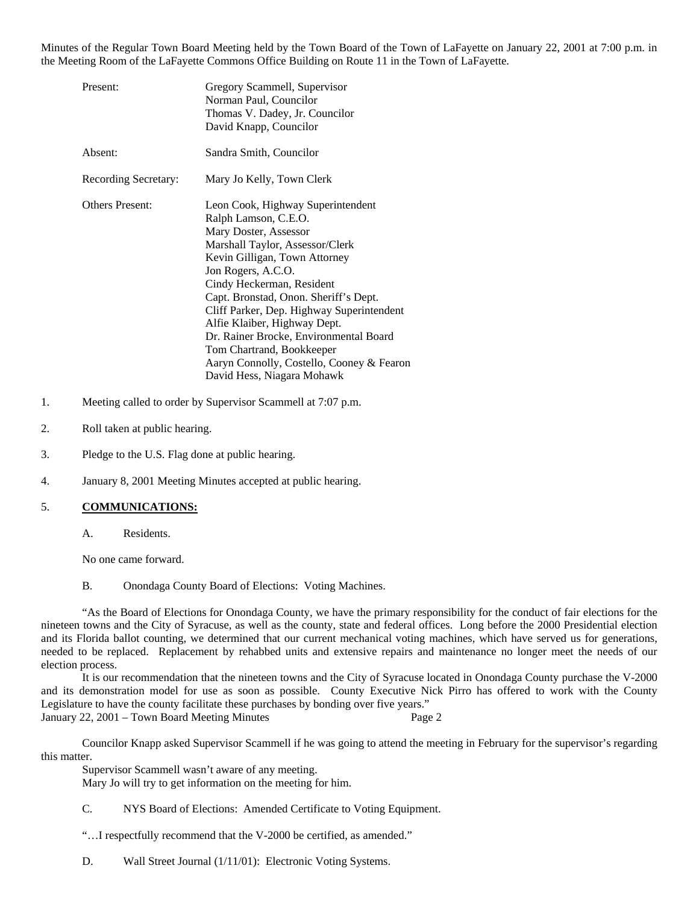Minutes of the Regular Town Board Meeting held by the Town Board of the Town of LaFayette on January 22, 2001 at 7:00 p.m. in the Meeting Room of the LaFayette Commons Office Building on Route 11 in the Town of LaFayette.

| | |
|---|---|
| Present: | Gregory Scammell, Supervisor<br>Norman Paul, Councilor<br>Thomas V. Dadey, Jr. Councilor<br>David Knapp, Councilor |
| Absent: | Sandra Smith, Councilor |
| Recording Secretary: | Mary Jo Kelly, Town Clerk |
| Others Present: | Leon Cook, Highway Superintendent<br>Ralph Lamson, C.E.O.<br>Mary Doster, Assessor<br>Marshall Taylor, Assessor/Clerk<br>Kevin Gilligan, Town Attorney<br>Jon Rogers, A.C.O.<br>Cindy Heckerman, Resident<br>Capt. Bronstad, Onon. Sheriff's Dept.<br>Cliff Parker, Dep. Highway Superintendent<br>Alfie Klaiber, Highway Dept.<br>Dr. Rainer Brocke, Environmental Board<br>Tom Chartrand, Bookkeeper<br>Aaryn Connolly, Costello, Cooney & Fearon<br>David Hess, Niagara Mohawk |

1. Meeting called to order by Supervisor Scammell at 7:07 p.m.

2. Roll taken at public hearing.

3. Pledge to the U.S. Flag done at public hearing.

4. January 8, 2001 Meeting Minutes accepted at public hearing.

5. **COMMUNICATIONS:**

   A. Residents.

   No one came forward.

   B. Onondaga County Board of Elections: Voting Machines.

"As the Board of Elections for Onondaga County, we have the primary responsibility for the conduct of fair elections for the nineteen towns and the City of Syracuse, as well as the county, state and federal offices. Long before the 2000 Presidential election and its Florida ballot counting, we determined that our current mechanical voting machines, which have served us for generations, needed to be replaced. Replacement by rehabbed units and extensive repairs and maintenance no longer meet the needs of our election process.

It is our recommendation that the nineteen towns and the City of Syracuse located in Onondaga County purchase the V-2000 and its demonstration model for use as soon as possible. County Executive Nick Pirro has offered to work with the County Legislature to have the county facilitate these purchases by bonding over five years."

Councilor Knapp asked Supervisor Scammell if he was going to attend the meeting in February for the supervisor's regarding this matter.

Supervisor Scammell wasn't aware of any meeting.

Mary Jo will try to get information on the meeting for him.

   C. NYS Board of Elections: Amended Certificate to Voting Equipment.

"…I respectfully recommend that the V-2000 be certified, as amended."

   D. Wall Street Journal (1/11/01): Electronic Voting Systems.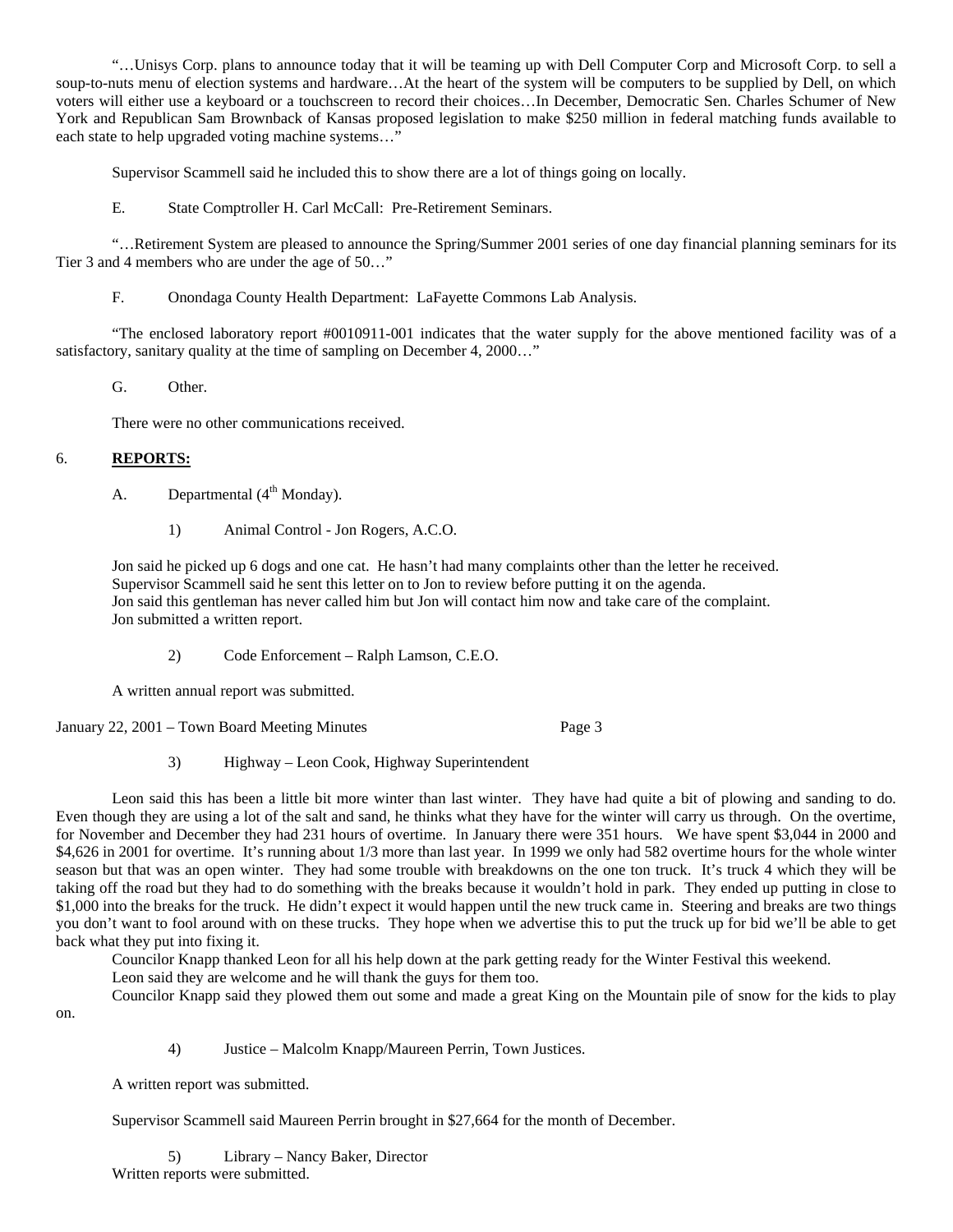"…Unisys Corp. plans to announce today that it will be teaming up with Dell Computer Corp and Microsoft Corp. to sell a soup-to-nuts menu of election systems and hardware…At the heart of the system will be computers to be supplied by Dell, on which voters will either use a keyboard or a touchscreen to record their choices…In December, Democratic Sen. Charles Schumer of New York and Republican Sam Brownback of Kansas proposed legislation to make $250 million in federal matching funds available to each state to help upgraded voting machine systems…"

Supervisor Scammell said he included this to show there are a lot of things going on locally.

E. State Comptroller H. Carl McCall: Pre-Retirement Seminars.

"…Retirement System are pleased to announce the Spring/Summer 2001 series of one day financial planning seminars for its Tier 3 and 4 members who are under the age of 50…"

F. Onondaga County Health Department: LaFayette Commons Lab Analysis.

"The enclosed laboratory report #0010911-001 indicates that the water supply for the above mentioned facility was of a satisfactory, sanitary quality at the time of sampling on December 4, 2000…"

G. Other.

There were no other communications received.

6. **REPORTS:**

A. Departmental (4th Monday).

1) Animal Control - Jon Rogers, A.C.O.

Jon said he picked up 6 dogs and one cat. He hasn't had many complaints other than the letter he received.
Supervisor Scammell said he sent this letter on to Jon to review before putting it on the agenda.
Jon said this gentleman has never called him but Jon will contact him now and take care of the complaint.
Jon submitted a written report.

2) Code Enforcement – Ralph Lamson, C.E.O.

A written annual report was submitted.

3) Highway – Leon Cook, Highway Superintendent

Leon said this has been a little bit more winter than last winter. They have had quite a bit of plowing and sanding to do. Even though they are using a lot of the salt and sand, he thinks what they have for the winter will carry us through. On the overtime, for November and December they had 231 hours of overtime. In January there were 351 hours. We have spent $3,044 in 2000 and $4,626 in 2001 for overtime. It's running about 1/3 more than last year. In 1999 we only had 582 overtime hours for the whole winter season but that was an open winter. They had some trouble with breakdowns on the one ton truck. It's truck 4 which they will be taking off the road but they had to do something with the breaks because it wouldn't hold in park. They ended up putting in close to $1,000 into the breaks for the truck. He didn't expect it would happen until the new truck came in. Steering and breaks are two things you don't want to fool around with on these trucks. They hope when we advertise this to put the truck up for bid we'll be able to get back what they put into fixing it.

Councilor Knapp thanked Leon for all his help down at the park getting ready for the Winter Festival this weekend.

Leon said they are welcome and he will thank the guys for them too.

Councilor Knapp said they plowed them out some and made a great King on the Mountain pile of snow for the kids to play on.

4) Justice – Malcolm Knapp/Maureen Perrin, Town Justices.

A written report was submitted.

Supervisor Scammell said Maureen Perrin brought in $27,664 for the month of December.

5) Library – Nancy Baker, Director

Written reports were submitted.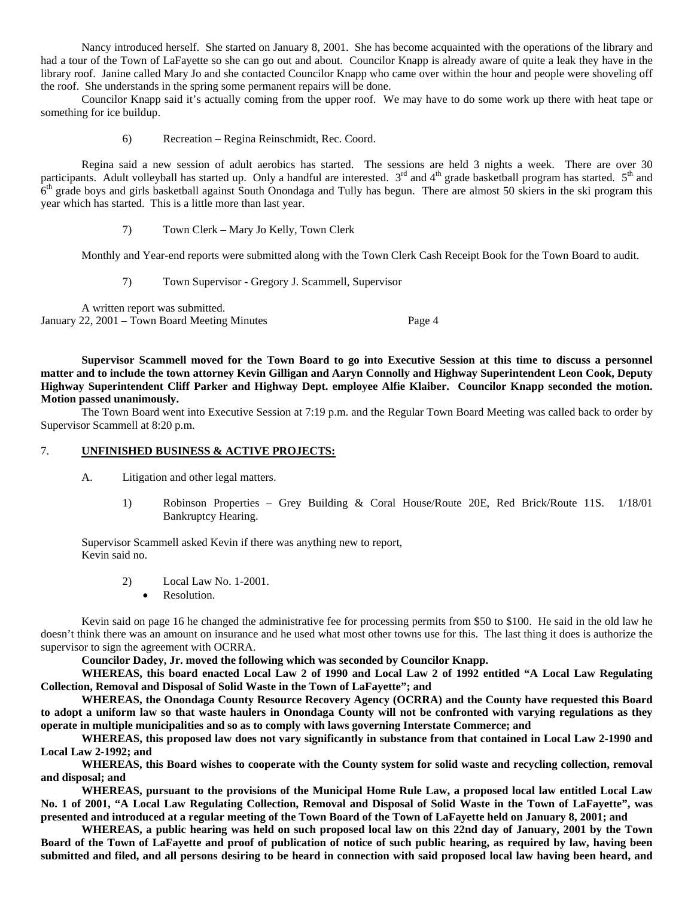Nancy introduced herself. She started on January 8, 2001. She has become acquainted with the operations of the library and had a tour of the Town of LaFayette so she can go out and about. Councilor Knapp is already aware of quite a leak they have in the library roof. Janine called Mary Jo and she contacted Councilor Knapp who came over within the hour and people were shoveling off the roof. She understands in the spring some permanent repairs will be done.

Councilor Knapp said it's actually coming from the upper roof. We may have to do some work up there with heat tape or something for ice buildup.

6) Recreation – Regina Reinschmidt, Rec. Coord.

Regina said a new session of adult aerobics has started. The sessions are held 3 nights a week. There are over 30 participants. Adult volleyball has started up. Only a handful are interested. 3rd and 4th grade basketball program has started. 5th and 6th grade boys and girls basketball against South Onondaga and Tully has begun. There are almost 50 skiers in the ski program this year which has started. This is a little more than last year.

7) Town Clerk – Mary Jo Kelly, Town Clerk

Monthly and Year-end reports were submitted along with the Town Clerk Cash Receipt Book for the Town Board to audit.

7) Town Supervisor - Gregory J. Scammell, Supervisor

A written report was submitted.

**Supervisor Scammell moved for the Town Board to go into Executive Session at this time to discuss a personnel matter and to include the town attorney Kevin Gilligan and Aaryn Connolly and Highway Superintendent Leon Cook, Deputy Highway Superintendent Cliff Parker and Highway Dept. employee Alfie Klaiber. Councilor Knapp seconded the motion. Motion passed unanimously.**

The Town Board went into Executive Session at 7:19 p.m. and the Regular Town Board Meeting was called back to order by Supervisor Scammell at 8:20 p.m.

## 7. UNFINISHED BUSINESS & ACTIVE PROJECTS:

A. Litigation and other legal matters.

1) Robinson Properties – Grey Building & Coral House/Route 20E, Red Brick/Route 11S. 1/18/01 Bankruptcy Hearing.

Supervisor Scammell asked Kevin if there was anything new to report,
Kevin said no.

2) Local Law No. 1-2001.
- Resolution.

Kevin said on page 16 he changed the administrative fee for processing permits from $50 to $100. He said in the old law he doesn't think there was an amount on insurance and he used what most other towns use for this. The last thing it does is authorize the supervisor to sign the agreement with OCRRA.

**Councilor Dadey, Jr. moved the following which was seconded by Councilor Knapp.**

**WHEREAS, this board enacted Local Law 2 of 1990 and Local Law 2 of 1992 entitled "A Local Law Regulating Collection, Removal and Disposal of Solid Waste in the Town of LaFayette"; and**

**WHEREAS, the Onondaga County Resource Recovery Agency (OCRRA) and the County have requested this Board to adopt a uniform law so that waste haulers in Onondaga County will not be confronted with varying regulations as they operate in multiple municipalities and so as to comply with laws governing Interstate Commerce; and**

**WHEREAS, this proposed law does not vary significantly in substance from that contained in Local Law 2-1990 and Local Law 2-1992; and**

**WHEREAS, this Board wishes to cooperate with the County system for solid waste and recycling collection, removal and disposal; and**

**WHEREAS, pursuant to the provisions of the Municipal Home Rule Law, a proposed local law entitled Local Law No. 1 of 2001, "A Local Law Regulating Collection, Removal and Disposal of Solid Waste in the Town of LaFayette", was presented and introduced at a regular meeting of the Town Board of the Town of LaFayette held on January 8, 2001; and**

**WHEREAS, a public hearing was held on such proposed local law on this 22nd day of January, 2001 by the Town Board of the Town of LaFayette and proof of publication of notice of such public hearing, as required by law, having been submitted and filed, and all persons desiring to be heard in connection with said proposed local law having been heard, and**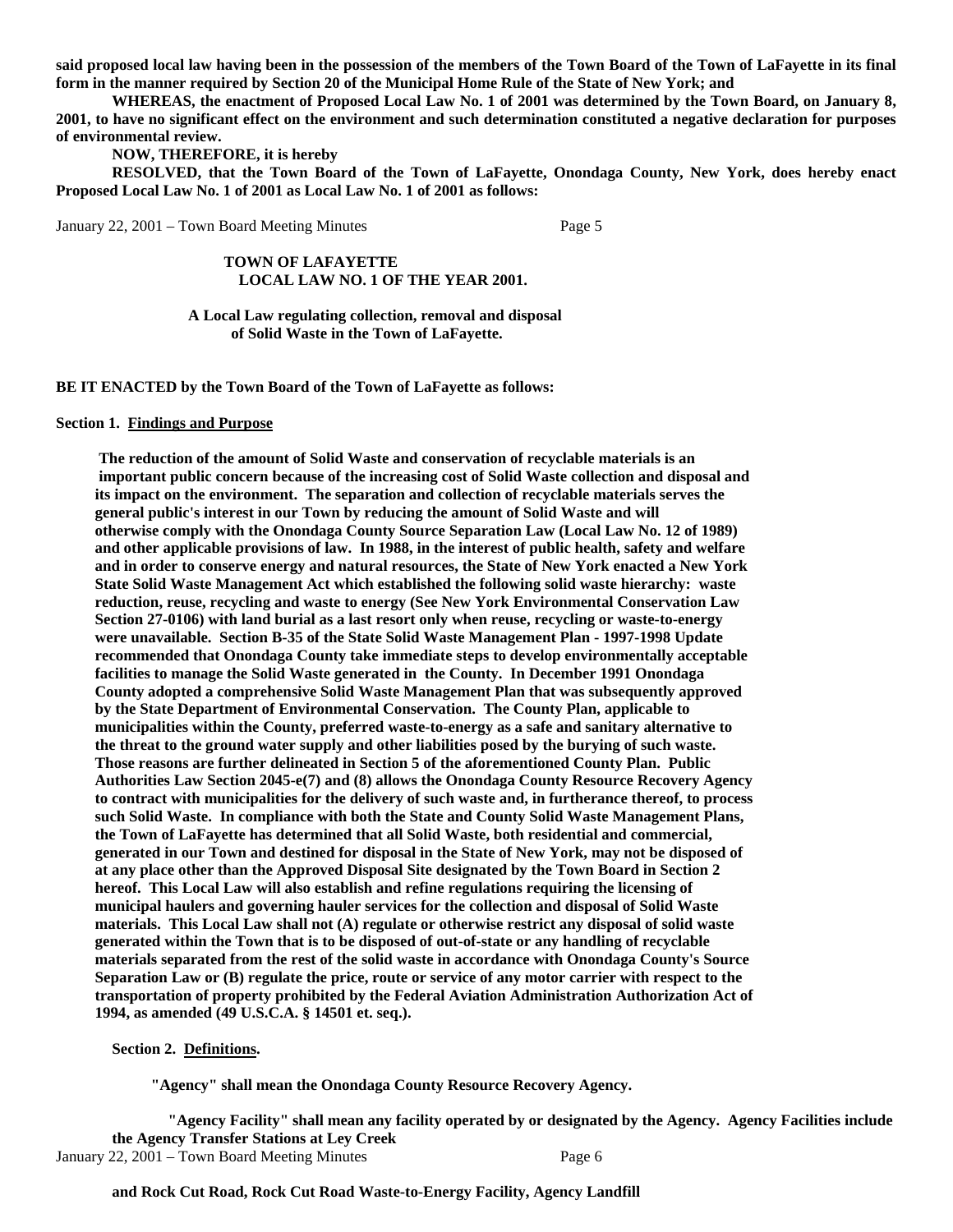**said proposed local law having been in the possession of the members of the Town Board of the Town of LaFayette in its final form in the manner required by Section 20 of the Municipal Home Rule of the State of New York; and**

**WHEREAS, the enactment of Proposed Local Law No. 1 of 2001 was determined by the Town Board, on January 8, 2001, to have no significant effect on the environment and such determination constituted a negative declaration for purposes of environmental review.**

**NOW, THEREFORE, it is hereby**

**RESOLVED, that the Town Board of the Town of LaFayette, Onondaga County, New York, does hereby enact Proposed Local Law No. 1 of 2001 as Local Law No. 1 of 2001 as follows:**

**TOWN OF LAFAYETTE**
**LOCAL LAW NO. 1 OF THE YEAR 2001.**

**A Local Law regulating collection, removal and disposal of Solid Waste in the Town of LaFayette.**

**BE IT ENACTED by the Town Board of the Town of LaFayette as follows:**

**Section 1. Findings and Purpose**

**The reduction of the amount of Solid Waste and conservation of recyclable materials is an important public concern because of the increasing cost of Solid Waste collection and disposal and its impact on the environment. The separation and collection of recyclable materials serves the general public's interest in our Town by reducing the amount of Solid Waste and will otherwise comply with the Onondaga County Source Separation Law (Local Law No. 12 of 1989) and other applicable provisions of law. In 1988, in the interest of public health, safety and welfare and in order to conserve energy and natural resources, the State of New York enacted a New York State Solid Waste Management Act which established the following solid waste hierarchy: waste reduction, reuse, recycling and waste to energy (See New York Environmental Conservation Law Section 27-0106) with land burial as a last resort only when reuse, recycling or waste-to-energy were unavailable. Section B-35 of the State Solid Waste Management Plan - 1997-1998 Update recommended that Onondaga County take immediate steps to develop environmentally acceptable facilities to manage the Solid Waste generated in the County. In December 1991 Onondaga County adopted a comprehensive Solid Waste Management Plan that was subsequently approved by the State Department of Environmental Conservation. The County Plan, applicable to municipalities within the County, preferred waste-to-energy as a safe and sanitary alternative to the threat to the ground water supply and other liabilities posed by the burying of such waste. Those reasons are further delineated in Section 5 of the aforementioned County Plan. Public Authorities Law Section 2045-e(7) and (8) allows the Onondaga County Resource Recovery Agency to contract with municipalities for the delivery of such waste and, in furtherance thereof, to process such Solid Waste. In compliance with both the State and County Solid Waste Management Plans, the Town of LaFayette has determined that all Solid Waste, both residential and commercial, generated in our Town and destined for disposal in the State of New York, may not be disposed of at any place other than the Approved Disposal Site designated by the Town Board in Section 2 hereof. This Local Law will also establish and refine regulations requiring the licensing of municipal haulers and governing hauler services for the collection and disposal of Solid Waste materials. This Local Law shall not (A) regulate or otherwise restrict any disposal of solid waste generated within the Town that is to be disposed of out-of-state or any handling of recyclable materials separated from the rest of the solid waste in accordance with Onondaga County's Source Separation Law or (B) regulate the price, route or service of any motor carrier with respect to the transportation of property prohibited by the Federal Aviation Administration Authorization Act of 1994, as amended (49 U.S.C.A. § 14501 et. seq.).**

**Section 2. Definitions.**

**"Agency" shall mean the Onondaga County Resource Recovery Agency.**

**"Agency Facility" shall mean any facility operated by or designated by the Agency. Agency Facilities include the Agency Transfer Stations at Ley Creek and Rock Cut Road, Rock Cut Road Waste-to-Energy Facility, Agency Landfill**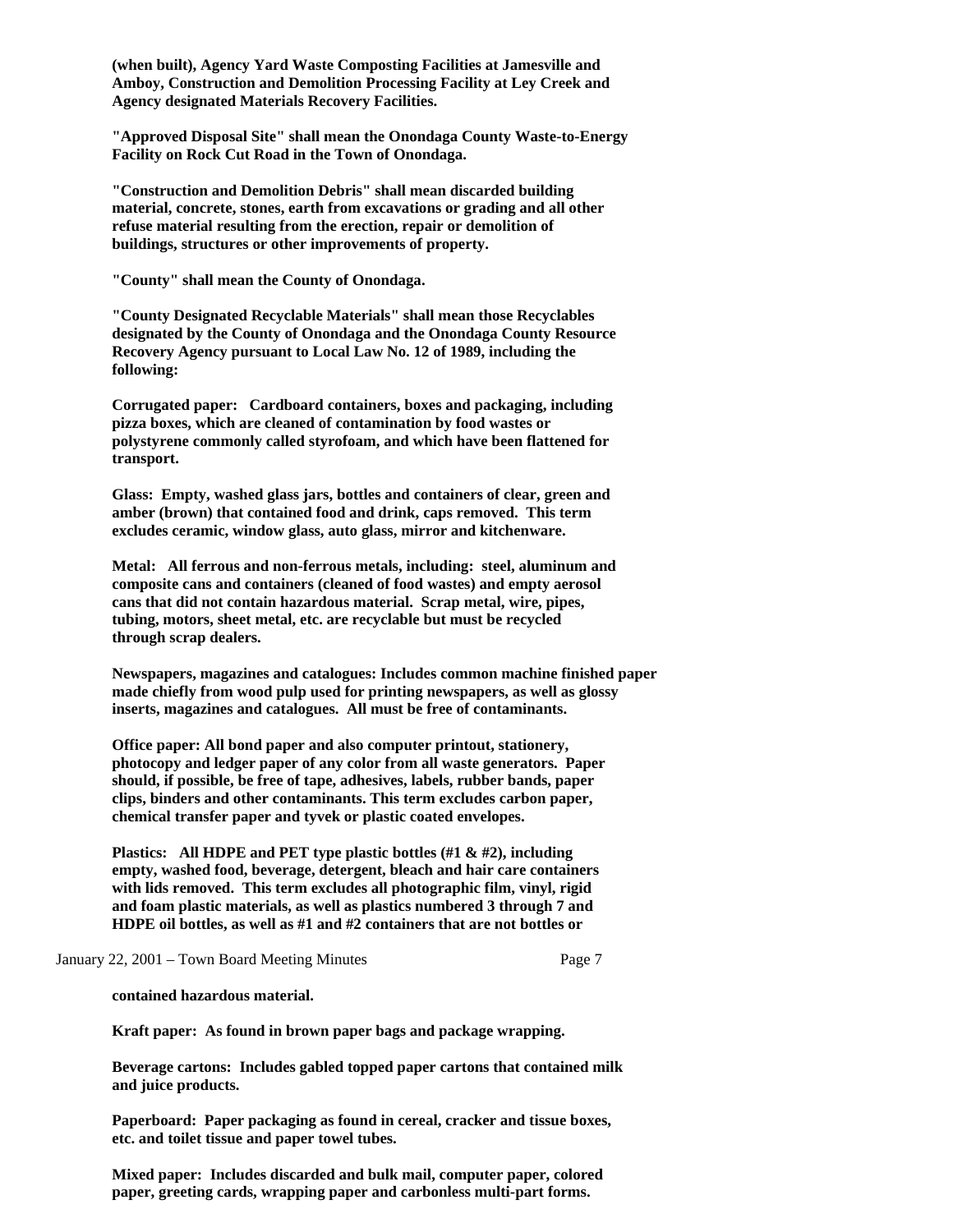**(when built), Agency Yard Waste Composting Facilities at Jamesville and Amboy, Construction and Demolition Processing Facility at Ley Creek and Agency designated Materials Recovery Facilities.**

**"Approved Disposal Site" shall mean the Onondaga County Waste-to-Energy Facility on Rock Cut Road in the Town of Onondaga.**

**"Construction and Demolition Debris" shall mean discarded building material, concrete, stones, earth from excavations or grading and all other refuse material resulting from the erection, repair or demolition of buildings, structures or other improvements of property.**

**"County" shall mean the County of Onondaga.**

**"County Designated Recyclable Materials" shall mean those Recyclables designated by the County of Onondaga and the Onondaga County Resource Recovery Agency pursuant to Local Law No. 12 of 1989, including the following:**

**Corrugated paper: Cardboard containers, boxes and packaging, including pizza boxes, which are cleaned of contamination by food wastes or polystyrene commonly called styrofoam, and which have been flattened for transport.**

**Glass: Empty, washed glass jars, bottles and containers of clear, green and amber (brown) that contained food and drink, caps removed. This term excludes ceramic, window glass, auto glass, mirror and kitchenware.**

**Metal: All ferrous and non-ferrous metals, including: steel, aluminum and composite cans and containers (cleaned of food wastes) and empty aerosol cans that did not contain hazardous material. Scrap metal, wire, pipes, tubing, motors, sheet metal, etc. are recyclable but must be recycled through scrap dealers.**

**Newspapers, magazines and catalogues: Includes common machine finished paper made chiefly from wood pulp used for printing newspapers, as well as glossy inserts, magazines and catalogues. All must be free of contaminants.**

**Office paper: All bond paper and also computer printout, stationery, photocopy and ledger paper of any color from all waste generators. Paper should, if possible, be free of tape, adhesives, labels, rubber bands, paper clips, binders and other contaminants. This term excludes carbon paper, chemical transfer paper and tyvek or plastic coated envelopes.**

**Plastics: All HDPE and PET type plastic bottles (#1 & #2), including empty, washed food, beverage, detergent, bleach and hair care containers with lids removed. This term excludes all photographic film, vinyl, rigid and foam plastic materials, as well as plastics numbered 3 through 7 and HDPE oil bottles, as well as #1 and #2 containers that are not bottles or contained hazardous material.**

**Kraft paper: As found in brown paper bags and package wrapping.**

**Beverage cartons: Includes gabled topped paper cartons that contained milk and juice products.**

**Paperboard: Paper packaging as found in cereal, cracker and tissue boxes, etc. and toilet tissue and paper towel tubes.**

**Mixed paper: Includes discarded and bulk mail, computer paper, colored paper, greeting cards, wrapping paper and carbonless multi-part forms.**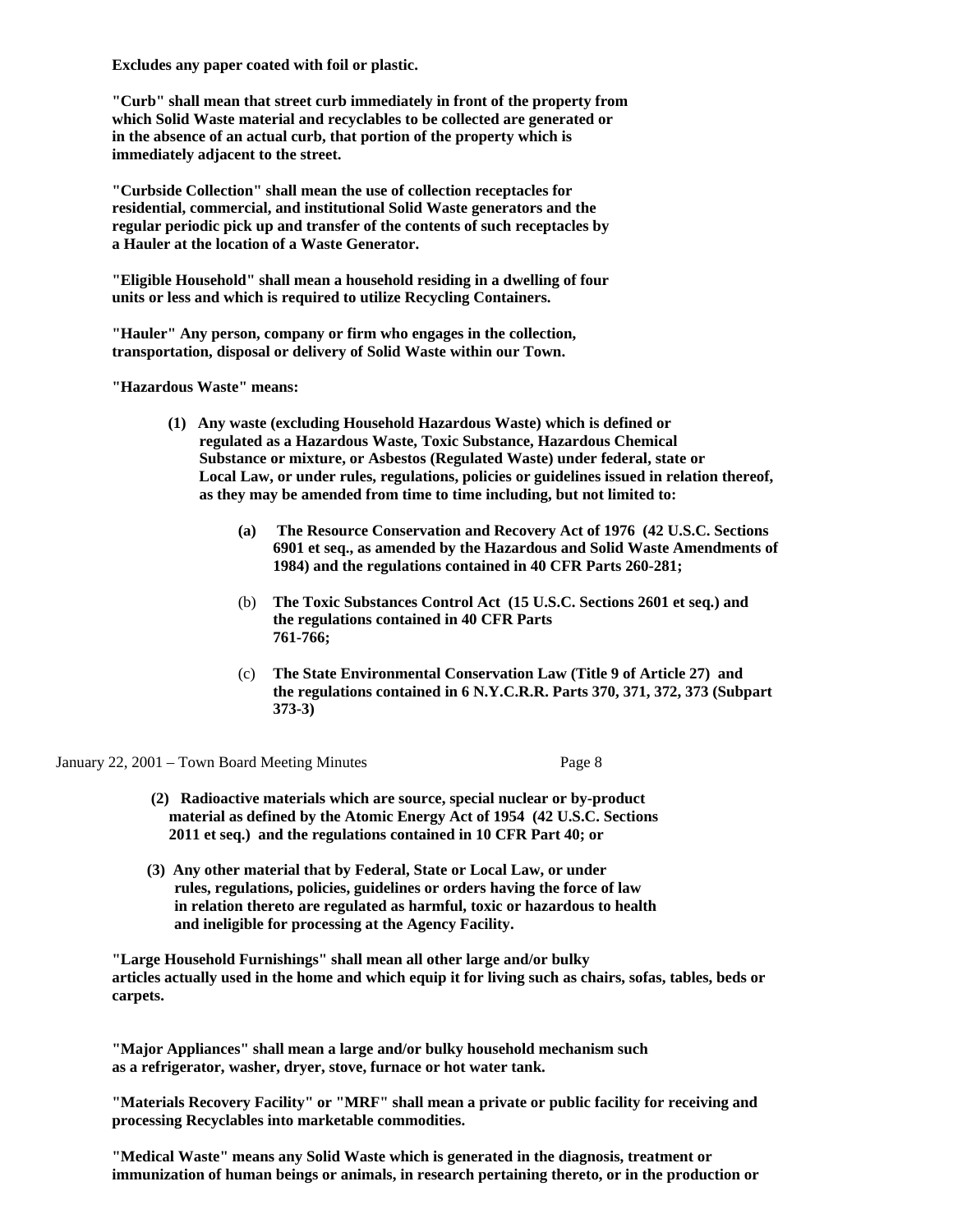**Excludes any paper coated with foil or plastic.**

**"Curb" shall mean that street curb immediately in front of the property from which Solid Waste material and recyclables to be collected are generated or in the absence of an actual curb, that portion of the property which is immediately adjacent to the street.**

**"Curbside Collection" shall mean the use of collection receptacles for residential, commercial, and institutional Solid Waste generators and the regular periodic pick up and transfer of the contents of such receptacles by a Hauler at the location of a Waste Generator.**

**"Eligible Household" shall mean a household residing in a dwelling of four units or less and which is required to utilize Recycling Containers.**

**"Hauler" Any person, company or firm who engages in the collection, transportation, disposal or delivery of Solid Waste within our Town.**

**"Hazardous Waste" means:**

**(1) Any waste (excluding Household Hazardous Waste) which is defined or regulated as a Hazardous Waste, Toxic Substance, Hazardous Chemical Substance or mixture, or Asbestos (Regulated Waste) under federal, state or Local Law, or under rules, regulations, policies or guidelines issued in relation thereof, as they may be amended from time to time including, but not limited to:**

**(a) The Resource Conservation and Recovery Act of 1976 (42 U.S.C. Sections 6901 et seq., as amended by the Hazardous and Solid Waste Amendments of 1984) and the regulations contained in 40 CFR Parts 260-281;**

(b) **The Toxic Substances Control Act (15 U.S.C. Sections 2601 et seq.) and the regulations contained in 40 CFR Parts 761-766;**

(c) **The State Environmental Conservation Law (Title 9 of Article 27) and the regulations contained in 6 N.Y.C.R.R. Parts 370, 371, 372, 373 (Subpart 373-3)**

**(2) Radioactive materials which are source, special nuclear or by-product material as defined by the Atomic Energy Act of 1954 (42 U.S.C. Sections 2011 et seq.) and the regulations contained in 10 CFR Part 40; or**

**(3) Any other material that by Federal, State or Local Law, or under rules, regulations, policies, guidelines or orders having the force of law in relation thereto are regulated as harmful, toxic or hazardous to health and ineligible for processing at the Agency Facility.**

**"Large Household Furnishings" shall mean all other large and/or bulky articles actually used in the home and which equip it for living such as chairs, sofas, tables, beds or carpets.**

**"Major Appliances" shall mean a large and/or bulky household mechanism such as a refrigerator, washer, dryer, stove, furnace or hot water tank.**

**"Materials Recovery Facility" or "MRF" shall mean a private or public facility for receiving and processing Recyclables into marketable commodities.**

**"Medical Waste" means any Solid Waste which is generated in the diagnosis, treatment or immunization of human beings or animals, in research pertaining thereto, or in the production or**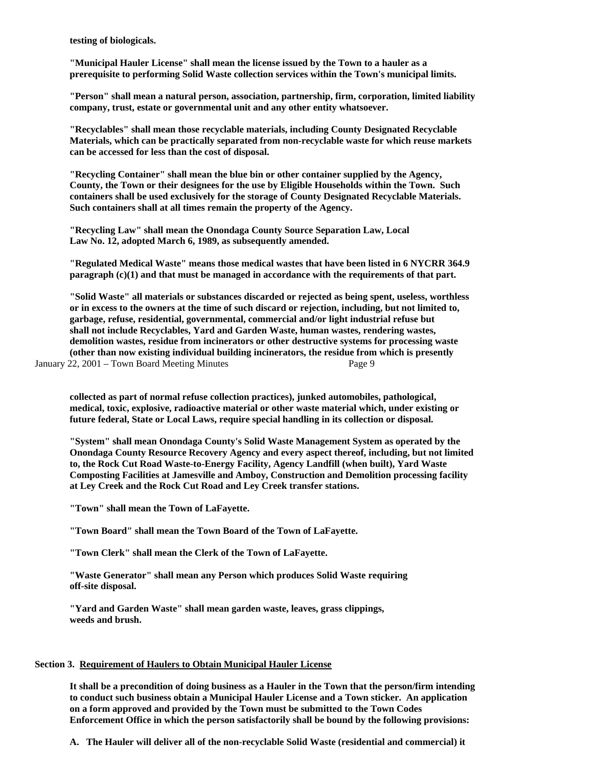**testing of biologicals.**

**"Municipal Hauler License" shall mean the license issued by the Town to a hauler as a prerequisite to performing Solid Waste collection services within the Town's municipal limits.**

**"Person" shall mean a natural person, association, partnership, firm, corporation, limited liability company, trust, estate or governmental unit and any other entity whatsoever.**

**"Recyclables" shall mean those recyclable materials, including County Designated Recyclable Materials, which can be practically separated from non-recyclable waste for which reuse markets can be accessed for less than the cost of disposal.**

**"Recycling Container" shall mean the blue bin or other container supplied by the Agency, County, the Town or their designees for the use by Eligible Households within the Town. Such containers shall be used exclusively for the storage of County Designated Recyclable Materials. Such containers shall at all times remain the property of the Agency.**

**"Recycling Law" shall mean the Onondaga County Source Separation Law, Local Law No. 12, adopted March 6, 1989, as subsequently amended.**

**"Regulated Medical Waste" means those medical wastes that have been listed in 6 NYCRR 364.9 paragraph (c)(1) and that must be managed in accordance with the requirements of that part.**

**"Solid Waste" all materials or substances discarded or rejected as being spent, useless, worthless or in excess to the owners at the time of such discard or rejection, including, but not limited to, garbage, refuse, residential, governmental, commercial and/or light industrial refuse but shall not include Recyclables, Yard and Garden Waste, human wastes, rendering wastes, demolition wastes, residue from incinerators or other destructive systems for processing waste (other than now existing individual building incinerators, the residue from which is presently collected as part of normal refuse collection practices), junked automobiles, pathological, medical, toxic, explosive, radioactive material or other waste material which, under existing or future federal, State or Local Laws, require special handling in its collection or disposal.**

**"System" shall mean Onondaga County's Solid Waste Management System as operated by the Onondaga County Resource Recovery Agency and every aspect thereof, including, but not limited to, the Rock Cut Road Waste-to-Energy Facility, Agency Landfill (when built), Yard Waste Composting Facilities at Jamesville and Amboy, Construction and Demolition processing facility at Ley Creek and the Rock Cut Road and Ley Creek transfer stations.**

**"Town" shall mean the Town of LaFayette.**

**"Town Board" shall mean the Town Board of the Town of LaFayette.**

**"Town Clerk" shall mean the Clerk of the Town of LaFayette.**

**"Waste Generator" shall mean any Person which produces Solid Waste requiring off-site disposal.**

**"Yard and Garden Waste" shall mean garden waste, leaves, grass clippings, weeds and brush.**

**Section 3. <u>Requirement of Haulers to Obtain Municipal Hauler License</u>**

**It shall be a precondition of doing business as a Hauler in the Town that the person/firm intending to conduct such business obtain a Municipal Hauler License and a Town sticker. An application on a form approved and provided by the Town must be submitted to the Town Codes Enforcement Office in which the person satisfactorily shall be bound by the following provisions:**

**A. The Hauler will deliver all of the non-recyclable Solid Waste (residential and commercial) it**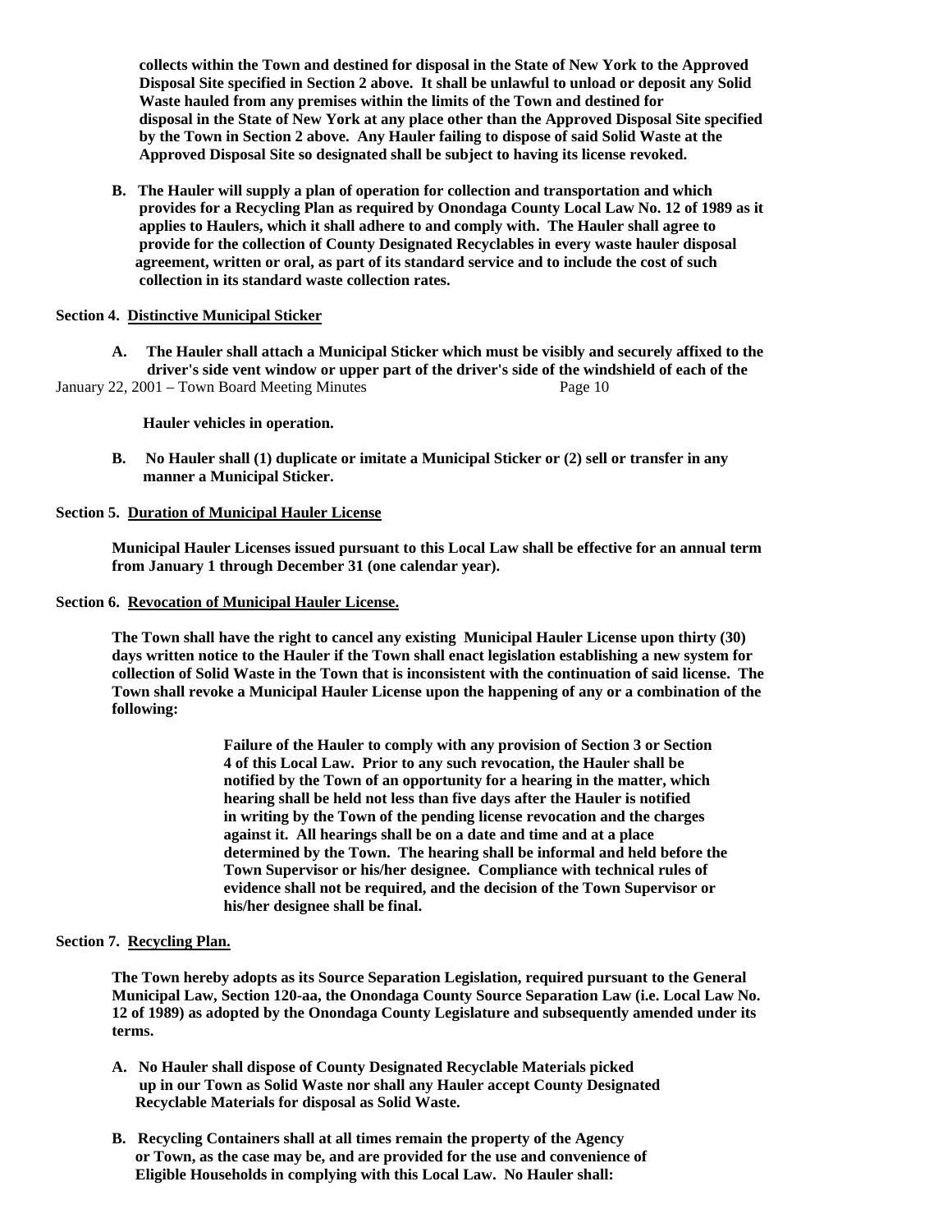**collects within the Town and destined for disposal in the State of New York to the Approved Disposal Site specified in Section 2 above. It shall be unlawful to unload or deposit any Solid Waste hauled from any premises within the limits of the Town and destined for disposal in the State of New York at any place other than the Approved Disposal Site specified by the Town in Section 2 above. Any Hauler failing to dispose of said Solid Waste at the Approved Disposal Site so designated shall be subject to having its license revoked.**

**B. The Hauler will supply a plan of operation for collection and transportation and which provides for a Recycling Plan as required by Onondaga County Local Law No. 12 of 1989 as it applies to Haulers, which it shall adhere to and comply with. The Hauler shall agree to provide for the collection of County Designated Recyclables in every waste hauler disposal agreement, written or oral, as part of its standard service and to include the cost of such collection in its standard waste collection rates.**

**Section 4. Distinctive Municipal Sticker**

**A. The Hauler shall attach a Municipal Sticker which must be visibly and securely affixed to the driver's side vent window or upper part of the driver's side of the windshield of each of the Hauler vehicles in operation.**

**B. No Hauler shall (1) duplicate or imitate a Municipal Sticker or (2) sell or transfer in any manner a Municipal Sticker.**

**Section 5. Duration of Municipal Hauler License**

**Municipal Hauler Licenses issued pursuant to this Local Law shall be effective for an annual term from January 1 through December 31 (one calendar year).**

**Section 6. Revocation of Municipal Hauler License.**

**The Town shall have the right to cancel any existing Municipal Hauler License upon thirty (30) days written notice to the Hauler if the Town shall enact legislation establishing a new system for collection of Solid Waste in the Town that is inconsistent with the continuation of said license. The Town shall revoke a Municipal Hauler License upon the happening of any or a combination of the following:**

> **Failure of the Hauler to comply with any provision of Section 3 or Section 4 of this Local Law. Prior to any such revocation, the Hauler shall be notified by the Town of an opportunity for a hearing in the matter, which hearing shall be held not less than five days after the Hauler is notified in writing by the Town of the pending license revocation and the charges against it. All hearings shall be on a date and time and at a place determined by the Town. The hearing shall be informal and held before the Town Supervisor or his/her designee. Compliance with technical rules of evidence shall not be required, and the decision of the Town Supervisor or his/her designee shall be final.**

**Section 7. Recycling Plan.**

**The Town hereby adopts as its Source Separation Legislation, required pursuant to the General Municipal Law, Section 120-aa, the Onondaga County Source Separation Law (i.e. Local Law No. 12 of 1989) as adopted by the Onondaga County Legislature and subsequently amended under its terms.**

**A. No Hauler shall dispose of County Designated Recyclable Materials picked up in our Town as Solid Waste nor shall any Hauler accept County Designated Recyclable Materials for disposal as Solid Waste.**

**B. Recycling Containers shall at all times remain the property of the Agency or Town, as the case may be, and are provided for the use and convenience of Eligible Households in complying with this Local Law. No Hauler shall:**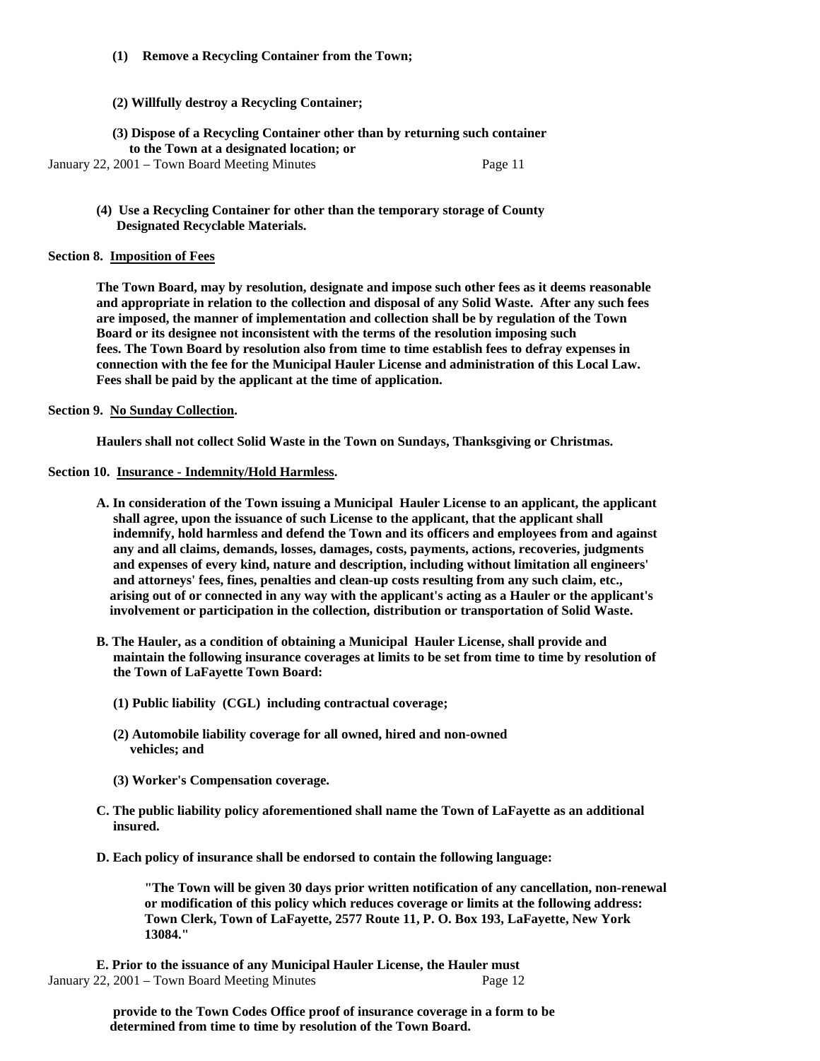**(1) Remove a Recycling Container from the Town;**

**(2) Willfully destroy a Recycling Container;**

**(3) Dispose of a Recycling Container other than by returning such container to the Town at a designated location; or**

**(4) Use a Recycling Container for other than the temporary storage of County Designated Recyclable Materials.**

**Section 8. Imposition of Fees**

**The Town Board, may by resolution, designate and impose such other fees as it deems reasonable and appropriate in relation to the collection and disposal of any Solid Waste. After any such fees are imposed, the manner of implementation and collection shall be by regulation of the Town Board or its designee not inconsistent with the terms of the resolution imposing such fees. The Town Board by resolution also from time to time establish fees to defray expenses in connection with the fee for the Municipal Hauler License and administration of this Local Law. Fees shall be paid by the applicant at the time of application.**

**Section 9. No Sunday Collection.**

**Haulers shall not collect Solid Waste in the Town on Sundays, Thanksgiving or Christmas.**

**Section 10. Insurance - Indemnity/Hold Harmless.**

**A. In consideration of the Town issuing a Municipal Hauler License to an applicant, the applicant shall agree, upon the issuance of such License to the applicant, that the applicant shall indemnify, hold harmless and defend the Town and its officers and employees from and against any and all claims, demands, losses, damages, costs, payments, actions, recoveries, judgments and expenses of every kind, nature and description, including without limitation all engineers' and attorneys' fees, fines, penalties and clean-up costs resulting from any such claim, etc., arising out of or connected in any way with the applicant's acting as a Hauler or the applicant's involvement or participation in the collection, distribution or transportation of Solid Waste.**

**B. The Hauler, as a condition of obtaining a Municipal Hauler License, shall provide and maintain the following insurance coverages at limits to be set from time to time by resolution of the Town of LaFayette Town Board:**

**(1) Public liability (CGL) including contractual coverage;**

**(2) Automobile liability coverage for all owned, hired and non-owned vehicles; and**

**(3) Worker's Compensation coverage.**

**C. The public liability policy aforementioned shall name the Town of LaFayette as an additional insured.**

**D. Each policy of insurance shall be endorsed to contain the following language:**

**"The Town will be given 30 days prior written notification of any cancellation, non-renewal or modification of this policy which reduces coverage or limits at the following address: Town Clerk, Town of LaFayette, 2577 Route 11, P. O. Box 193, LaFayette, New York 13084."**

**E. Prior to the issuance of any Municipal Hauler License, the Hauler must provide to the Town Codes Office proof of insurance coverage in a form to be determined from time to time by resolution of the Town Board.**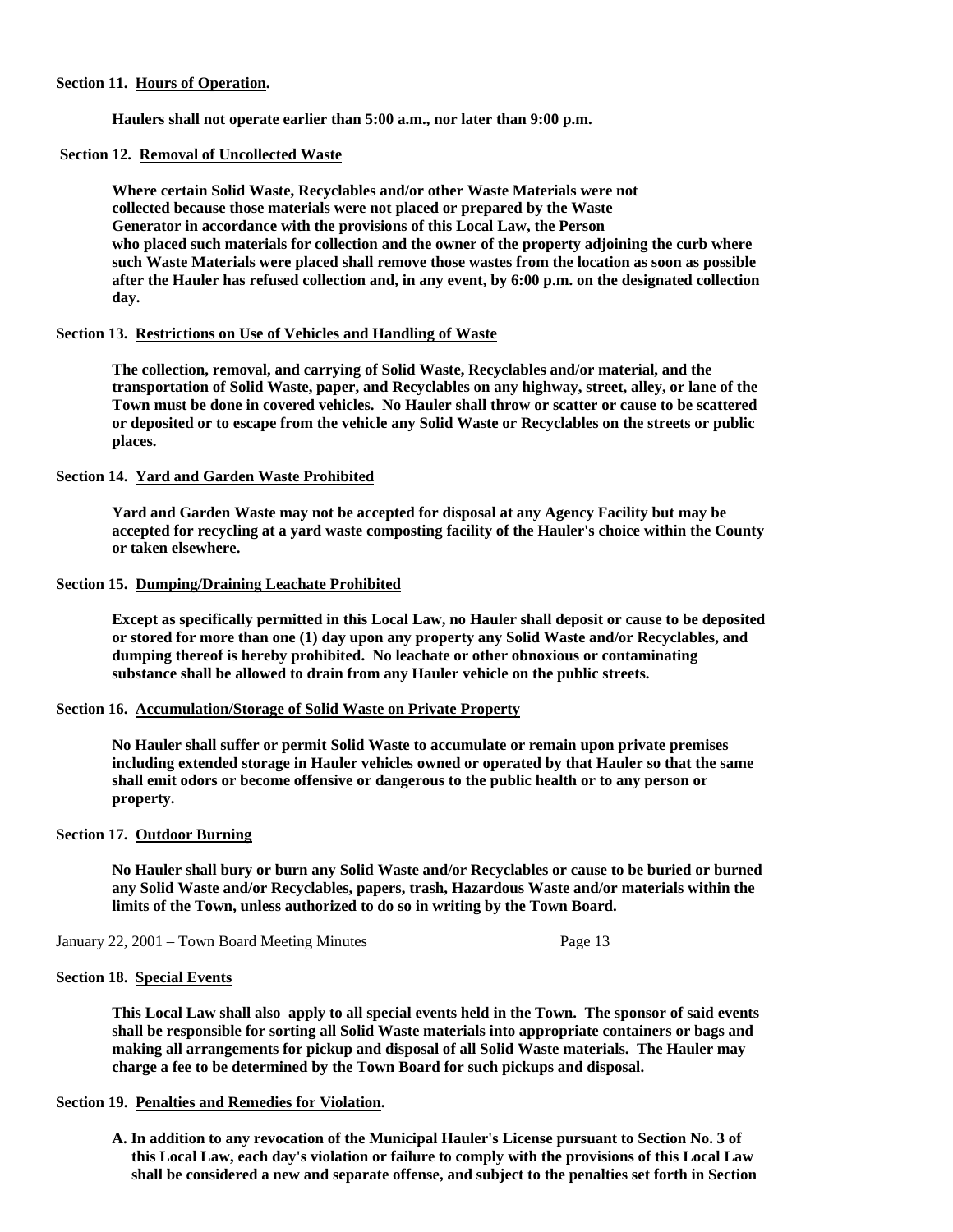**Section 11. Hours of Operation.**

**Haulers shall not operate earlier than 5:00 a.m., nor later than 9:00 p.m.**

**Section 12. Removal of Uncollected Waste**

**Where certain Solid Waste, Recyclables and/or other Waste Materials were not collected because those materials were not placed or prepared by the Waste Generator in accordance with the provisions of this Local Law, the Person who placed such materials for collection and the owner of the property adjoining the curb where such Waste Materials were placed shall remove those wastes from the location as soon as possible after the Hauler has refused collection and, in any event, by 6:00 p.m. on the designated collection day.**

**Section 13. Restrictions on Use of Vehicles and Handling of Waste**

**The collection, removal, and carrying of Solid Waste, Recyclables and/or material, and the transportation of Solid Waste, paper, and Recyclables on any highway, street, alley, or lane of the Town must be done in covered vehicles. No Hauler shall throw or scatter or cause to be scattered or deposited or to escape from the vehicle any Solid Waste or Recyclables on the streets or public places.**

**Section 14. Yard and Garden Waste Prohibited**

**Yard and Garden Waste may not be accepted for disposal at any Agency Facility but may be accepted for recycling at a yard waste composting facility of the Hauler's choice within the County or taken elsewhere.**

**Section 15. Dumping/Draining Leachate Prohibited**

**Except as specifically permitted in this Local Law, no Hauler shall deposit or cause to be deposited or stored for more than one (1) day upon any property any Solid Waste and/or Recyclables, and dumping thereof is hereby prohibited. No leachate or other obnoxious or contaminating substance shall be allowed to drain from any Hauler vehicle on the public streets.**

**Section 16. Accumulation/Storage of Solid Waste on Private Property**

**No Hauler shall suffer or permit Solid Waste to accumulate or remain upon private premises including extended storage in Hauler vehicles owned or operated by that Hauler so that the same shall emit odors or become offensive or dangerous to the public health or to any person or property.**

**Section 17. Outdoor Burning**

**No Hauler shall bury or burn any Solid Waste and/or Recyclables or cause to be buried or burned any Solid Waste and/or Recyclables, papers, trash, Hazardous Waste and/or materials within the limits of the Town, unless authorized to do so in writing by the Town Board.**

**Section 18. Special Events**

**This Local Law shall also apply to all special events held in the Town. The sponsor of said events shall be responsible for sorting all Solid Waste materials into appropriate containers or bags and making all arrangements for pickup and disposal of all Solid Waste materials. The Hauler may charge a fee to be determined by the Town Board for such pickups and disposal.**

**Section 19. Penalties and Remedies for Violation.**

**A. In addition to any revocation of the Municipal Hauler's License pursuant to Section No. 3 of this Local Law, each day's violation or failure to comply with the provisions of this Local Law shall be considered a new and separate offense, and subject to the penalties set forth in Section**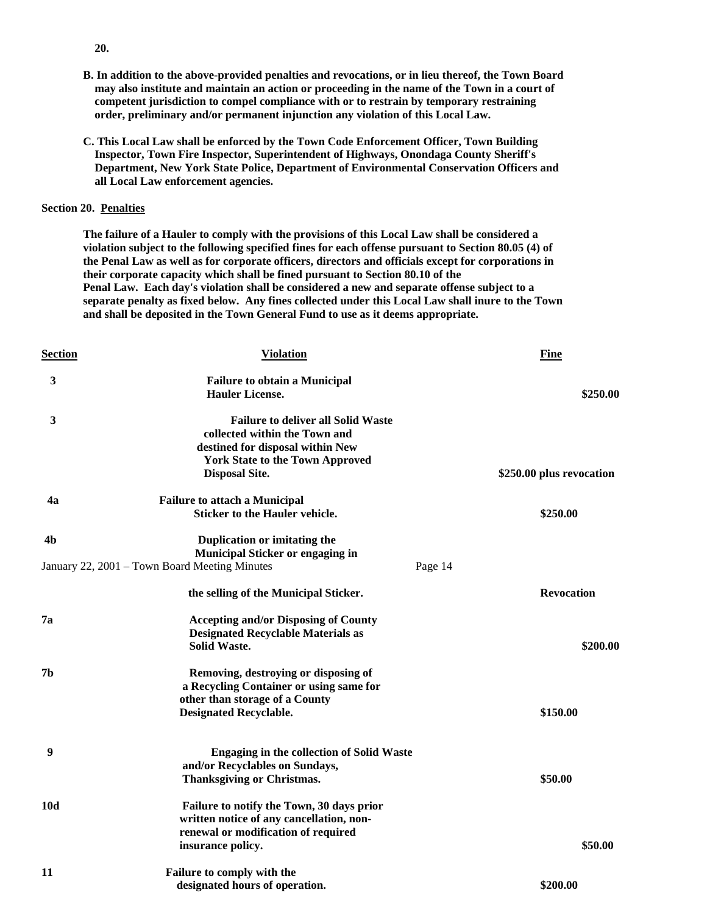**20.**

**B. In addition to the above-provided penalties and revocations, or in lieu thereof, the Town Board may also institute and maintain an action or proceeding in the name of the Town in a court of competent jurisdiction to compel compliance with or to restrain by temporary restraining order, preliminary and/or permanent injunction any violation of this Local Law.**

**C. This Local Law shall be enforced by the Town Code Enforcement Officer, Town Building Inspector, Town Fire Inspector, Superintendent of Highways, Onondaga County Sheriff's Department, New York State Police, Department of Environmental Conservation Officers and all Local Law enforcement agencies.**

**Section 20. Penalties**

**The failure of a Hauler to comply with the provisions of this Local Law shall be considered a violation subject to the following specified fines for each offense pursuant to Section 80.05 (4) of the Penal Law as well as for corporate officers, directors and officials except for corporations in their corporate capacity which shall be fined pursuant to Section 80.10 of the Penal Law. Each day's violation shall be considered a new and separate offense subject to a separate penalty as fixed below. Any fines collected under this Local Law shall inure to the Town and shall be deposited in the Town General Fund to use as it deems appropriate.**

| Section | Violation | Fine |
|---|---|---|
| 3 | Failure to obtain a Municipal Hauler License. | $250.00 |
| 3 | Failure to deliver all Solid Waste collected within the Town and destined for disposal within New York State to the Town Approved Disposal Site. | $250.00 plus revocation |
| 4a | Failure to attach a Municipal Sticker to the Hauler vehicle. | $250.00 |
| 4b | Duplication or imitating the Municipal Sticker or engaging in the selling of the Municipal Sticker. | Revocation |
| 7a | Accepting and/or Disposing of County Designated Recyclable Materials as Solid Waste. | $200.00 |
| 7b | Removing, destroying or disposing of a Recycling Container or using same for other than storage of a County Designated Recyclable. | $150.00 |
| 9 | Engaging in the collection of Solid Waste and/or Recyclables on Sundays, Thanksgiving or Christmas. | $50.00 |
| 10d | Failure to notify the Town, 30 days prior written notice of any cancellation, non-renewal or modification of required insurance policy. | $50.00 |
| 11 | Failure to comply with the designated hours of operation. | $200.00 |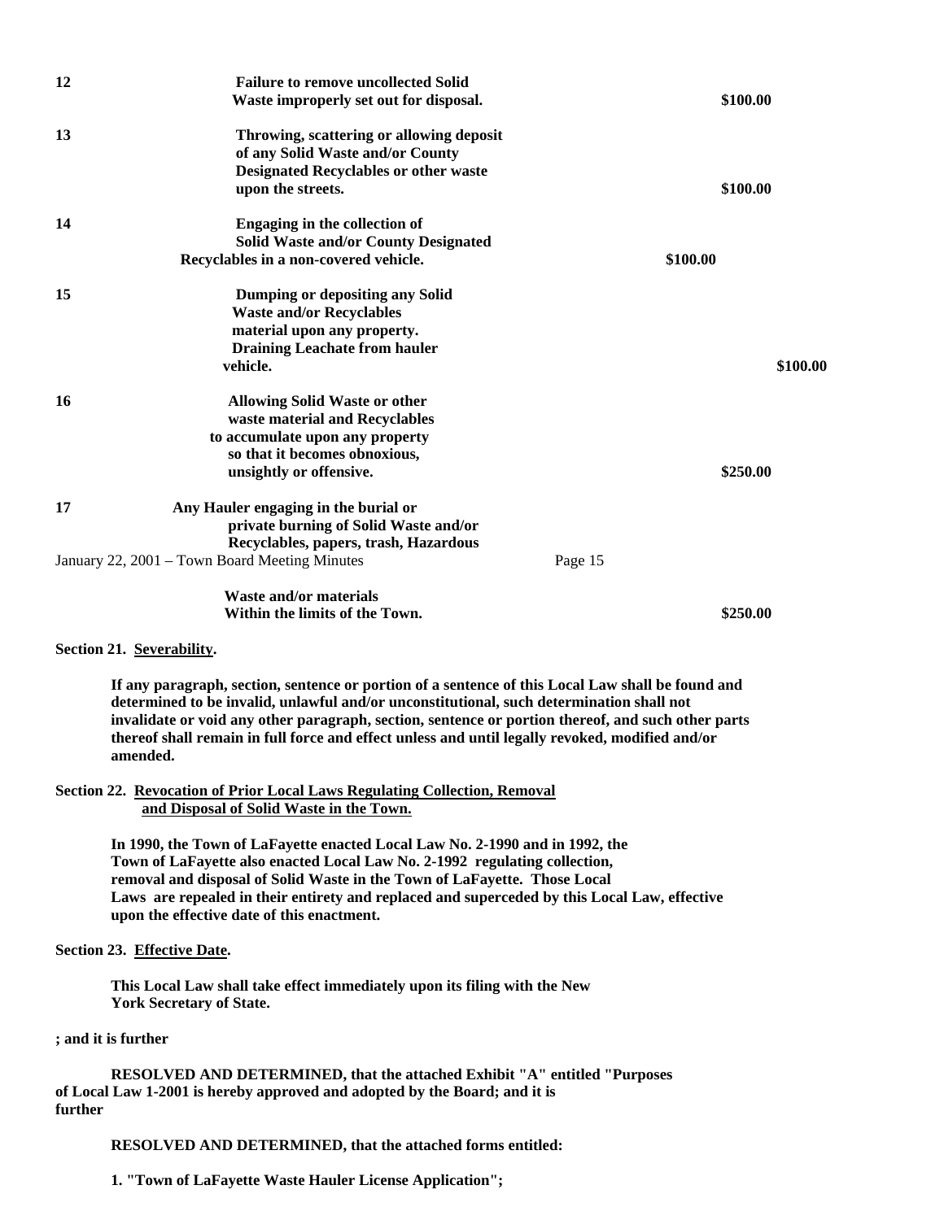| | | |
|---|---|---|
| 12 | **Failure to remove uncollected Solid Waste improperly set out for disposal.** | **$100.00** |
| 13 | **Throwing, scattering or allowing deposit of any Solid Waste and/or County Designated Recyclables or other waste upon the streets.** | **$100.00** |
| 14 | **Engaging in the collection of Solid Waste and/or County Designated Recyclables in a non-covered vehicle.** | **$100.00** |
| 15 | **Dumping or depositing any Solid Waste and/or Recyclables material upon any property. Draining Leachate from hauler vehicle.** | **$100.00** |
| 16 | **Allowing Solid Waste or other waste material and Recyclables to accumulate upon any property so that it becomes obnoxious, unsightly or offensive.** | **$250.00** |
| 17 | **Any Hauler engaging in the burial or private burning of Solid Waste and/or Recyclables, papers, trash, Hazardous Waste and/or materials Within the limits of the Town.** | **$250.00** |

**Section 21. Severability.**

**If any paragraph, section, sentence or portion of a sentence of this Local Law shall be found and determined to be invalid, unlawful and/or unconstitutional, such determination shall not invalidate or void any other paragraph, section, sentence or portion thereof, and such other parts thereof shall remain in full force and effect unless and until legally revoked, modified and/or amended.**

**Section 22. Revocation of Prior Local Laws Regulating Collection, Removal and Disposal of Solid Waste in the Town.**

**In 1990, the Town of LaFayette enacted Local Law No. 2-1990 and in 1992, the Town of LaFayette also enacted Local Law No. 2-1992 regulating collection, removal and disposal of Solid Waste in the Town of LaFayette. Those Local Laws are repealed in their entirety and replaced and superceded by this Local Law, effective upon the effective date of this enactment.**

**Section 23. Effective Date.**

**This Local Law shall take effect immediately upon its filing with the New York Secretary of State.**

**; and it is further**

**RESOLVED AND DETERMINED, that the attached Exhibit "A" entitled "Purposes of Local Law 1-2001 is hereby approved and adopted by the Board; and it is further**

**RESOLVED AND DETERMINED, that the attached forms entitled:**

**1. "Town of LaFayette Waste Hauler License Application";**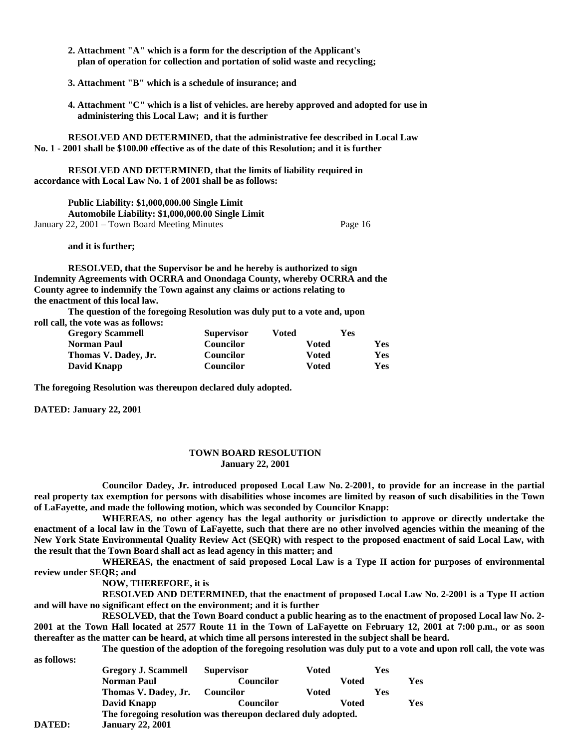**2. Attachment "A" which is a form for the description of the Applicant's plan of operation for collection and portation of solid waste and recycling;**

**3. Attachment "B" which is a schedule of insurance; and**

**4. Attachment "C" which is a list of vehicles. are hereby approved and adopted for use in administering this Local Law; and it is further**

**RESOLVED AND DETERMINED, that the administrative fee described in Local Law No. 1 - 2001 shall be $100.00 effective as of the date of this Resolution; and it is further**

**RESOLVED AND DETERMINED, that the limits of liability required in accordance with Local Law No. 1 of 2001 shall be as follows:**

**Public Liability: $1,000,000.00 Single Limit**
**Automobile Liability: $1,000,000.00 Single Limit**

**and it is further;**

**RESOLVED, that the Supervisor be and he hereby is authorized to sign Indemnity Agreements with OCRRA and Onondaga County, whereby OCRRA and the County agree to indemnify the Town against any claims or actions relating to the enactment of this local law.**

**The question of the foregoing Resolution was duly put to a vote and, upon roll call, the vote was as follows:**

| | | | |
|---|---|---|---|
| **Gregory Scammell** | **Supervisor** | **Voted** | **Yes** |
| **Norman Paul** | **Councilor** | **Voted** | **Yes** |
| **Thomas V. Dadey, Jr.** | **Councilor** | **Voted** | **Yes** |
| **David Knapp** | **Councilor** | **Voted** | **Yes** |

**The foregoing Resolution was thereupon declared duly adopted.**

**DATED: January 22, 2001**

## TOWN BOARD RESOLUTION
**January 22, 2001**

**Councilor Dadey, Jr. introduced proposed Local Law No. 2-2001, to provide for an increase in the partial real property tax exemption for persons with disabilities whose incomes are limited by reason of such disabilities in the Town of LaFayette, and made the following motion, which was seconded by Councilor Knapp:**

**WHEREAS, no other agency has the legal authority or jurisdiction to approve or directly undertake the enactment of a local law in the Town of LaFayette, such that there are no other involved agencies within the meaning of the New York State Environmental Quality Review Act (SEQR) with respect to the proposed enactment of said Local Law, with the result that the Town Board shall act as lead agency in this matter; and**

**WHEREAS, the enactment of said proposed Local Law is a Type II action for purposes of environmental review under SEQR; and**

**NOW, THEREFORE, it is**

**RESOLVED AND DETERMINED, that the enactment of proposed Local Law No. 2-2001 is a Type II action and will have no significant effect on the environment; and it is further**

**RESOLVED, that the Town Board conduct a public hearing as to the enactment of proposed Local law No. 2-2001 at the Town Hall located at 2577 Route 11 in the Town of LaFayette on February 12, 2001 at 7:00 p.m., or as soon thereafter as the matter can be heard, at which time all persons interested in the subject shall be heard.**

**The question of the adoption of the foregoing resolution was duly put to a vote and upon roll call, the vote was as follows:**

| | | | |
|---|---|---|---|
| **Gregory J. Scammell** | **Supervisor** | **Voted** | **Yes** |
| **Norman Paul** | **Councilor** | **Voted** | **Yes** |
| **Thomas V. Dadey, Jr.** | **Councilor** | **Voted** | **Yes** |
| **David Knapp** | **Councilor** | **Voted** | **Yes** |

**The foregoing resolution was thereupon declared duly adopted.**

**DATED: January 22, 2001**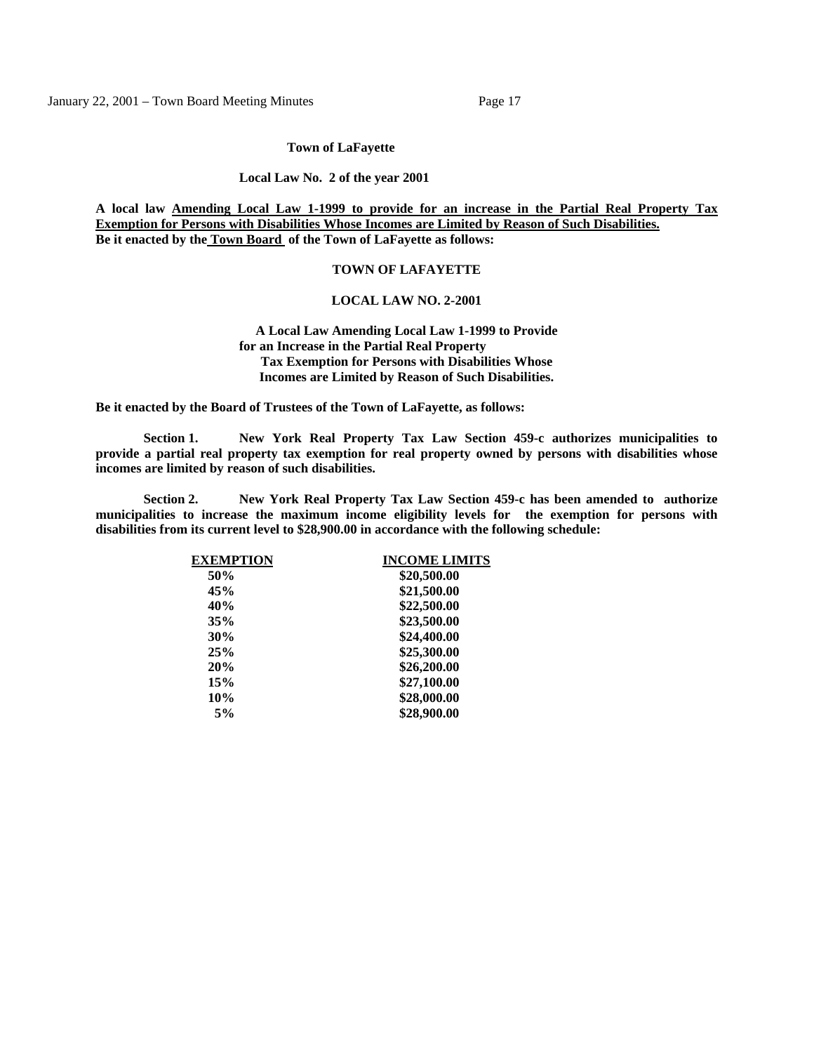**Town of LaFayette**

**Local Law No. 2 of the year 2001**

**A local law Amending Local Law 1-1999 to provide for an increase in the Partial Real Property Tax Exemption for Persons with Disabilities Whose Incomes are Limited by Reason of Such Disabilities.**
**Be it enacted by the Town Board of the Town of LaFayette as follows:**

**TOWN OF LAFAYETTE**

**LOCAL LAW NO. 2-2001**

**A Local Law Amending Local Law 1-1999 to Provide for an Increase in the Partial Real Property Tax Exemption for Persons with Disabilities Whose Incomes are Limited by Reason of Such Disabilities.**

**Be it enacted by the Board of Trustees of the Town of LaFayette, as follows:**

**Section 1.** **New York Real Property Tax Law Section 459-c authorizes municipalities to provide a partial real property tax exemption for real property owned by persons with disabilities whose incomes are limited by reason of such disabilities.**

**Section 2.** **New York Real Property Tax Law Section 459-c has been amended to authorize municipalities to increase the maximum income eligibility levels for the exemption for persons with disabilities from its current level to $28,900.00 in accordance with the following schedule:**

| EXEMPTION | INCOME LIMITS |
|---|---|
| 50% | $20,500.00 |
| 45% | $21,500.00 |
| 40% | $22,500.00 |
| 35% | $23,500.00 |
| 30% | $24,400.00 |
| 25% | $25,300.00 |
| 20% | $26,200.00 |
| 15% | $27,100.00 |
| 10% | $28,000.00 |
| 5% | $28,900.00 |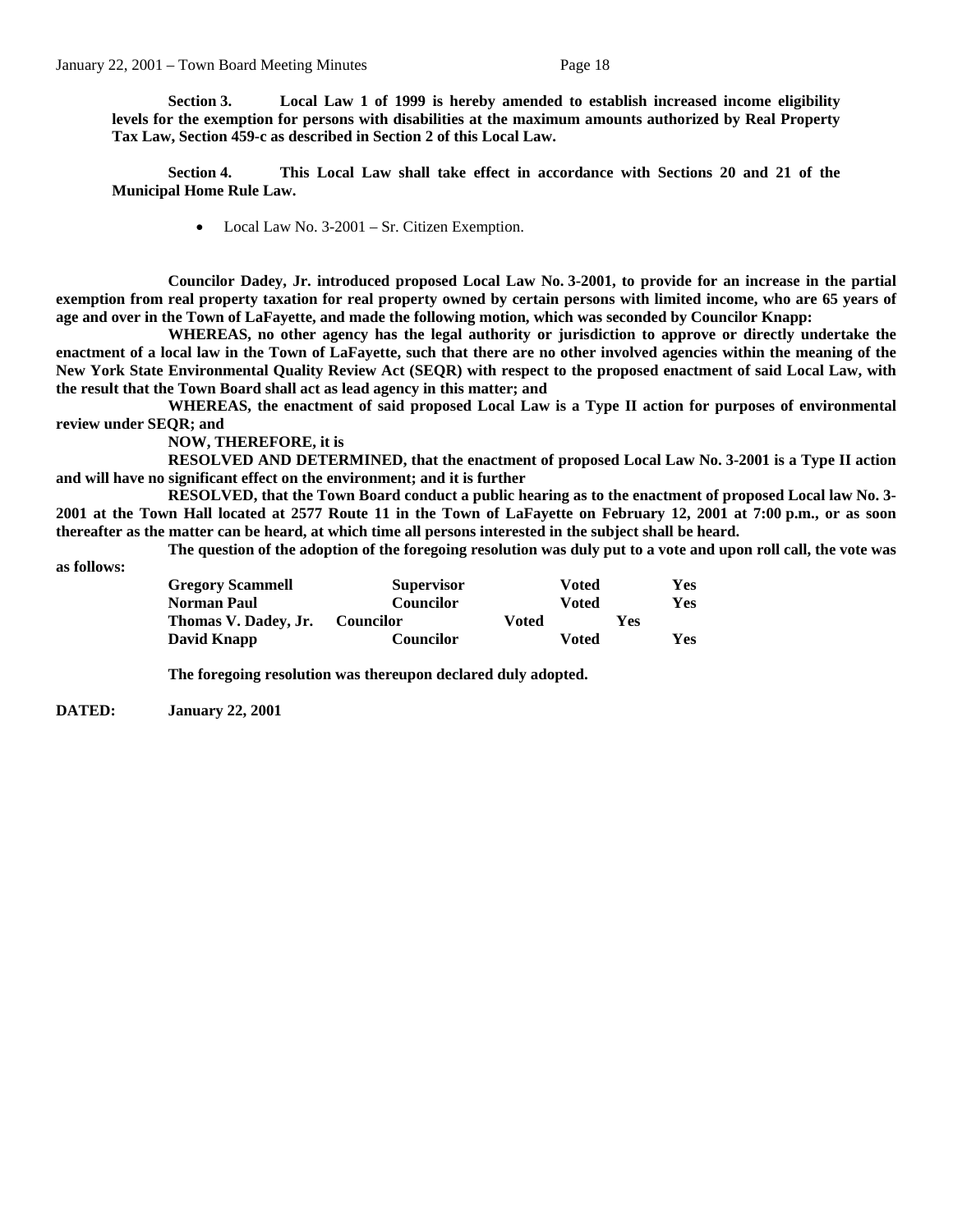**Section 3. Local Law 1 of 1999 is hereby amended to establish increased income eligibility levels for the exemption for persons with disabilities at the maximum amounts authorized by Real Property Tax Law, Section 459-c as described in Section 2 of this Local Law.**

**Section 4. This Local Law shall take effect in accordance with Sections 20 and 21 of the Municipal Home Rule Law.**

- Local Law No. 3-2001 – Sr. Citizen Exemption.

**Councilor Dadey, Jr. introduced proposed Local Law No. 3-2001, to provide for an increase in the partial exemption from real property taxation for real property owned by certain persons with limited income, who are 65 years of age and over in the Town of LaFayette, and made the following motion, which was seconded by Councilor Knapp:**

**WHEREAS, no other agency has the legal authority or jurisdiction to approve or directly undertake the enactment of a local law in the Town of LaFayette, such that there are no other involved agencies within the meaning of the New York State Environmental Quality Review Act (SEQR) with respect to the proposed enactment of said Local Law, with the result that the Town Board shall act as lead agency in this matter; and**

**WHEREAS, the enactment of said proposed Local Law is a Type II action for purposes of environmental review under SEQR; and**

**NOW, THEREFORE, it is**

**RESOLVED AND DETERMINED, that the enactment of proposed Local Law No. 3-2001 is a Type II action and will have no significant effect on the environment; and it is further**

**RESOLVED, that the Town Board conduct a public hearing as to the enactment of proposed Local law No. 3-2001 at the Town Hall located at 2577 Route 11 in the Town of LaFayette on February 12, 2001 at 7:00 p.m., or as soon thereafter as the matter can be heard, at which time all persons interested in the subject shall be heard.**

**The question of the adoption of the foregoing resolution was duly put to a vote and upon roll call, the vote was as follows:**

| | | | |
|---|---|---|---|
| **Gregory Scammell** | **Supervisor** | **Voted** | **Yes** |
| **Norman Paul** | **Councilor** | **Voted** | **Yes** |
| **Thomas V. Dadey, Jr.** | **Councilor** | **Voted** | **Yes** |
| **David Knapp** | **Councilor** | **Voted** | **Yes** |

**The foregoing resolution was thereupon declared duly adopted.**

**DATED: January 22, 2001**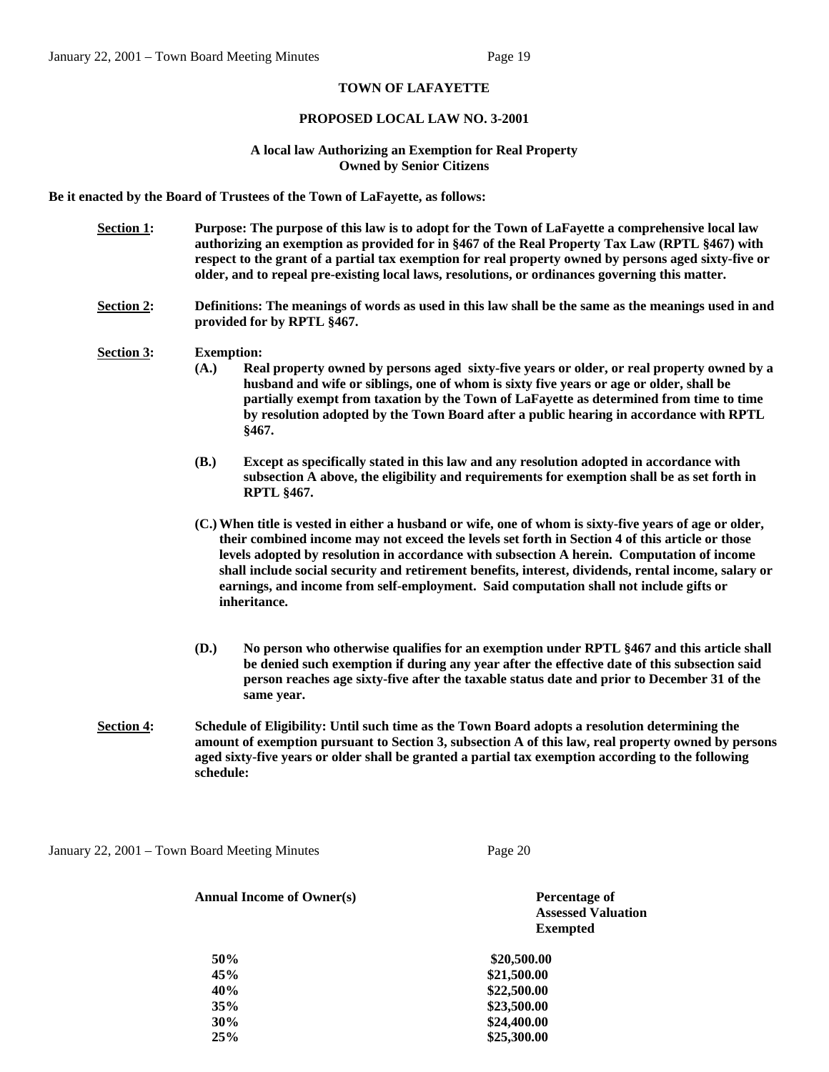**TOWN OF LAFAYETTE**

**PROPOSED LOCAL LAW NO. 3-2001**

**A local law Authorizing an Exemption for Real Property Owned by Senior Citizens**

**Be it enacted by the Board of Trustees of the Town of LaFayette, as follows:**

**Section 1:** **Purpose: The purpose of this law is to adopt for the Town of LaFayette a comprehensive local law authorizing an exemption as provided for in §467 of the Real Property Tax Law (RPTL §467) with respect to the grant of a partial tax exemption for real property owned by persons aged sixty-five or older, and to repeal pre-existing local laws, resolutions, or ordinances governing this matter.**

**Section 2:** **Definitions: The meanings of words as used in this law shall be the same as the meanings used in and provided for by RPTL §467.**

**Section 3:** **Exemption:**

**(A.)** **Real property owned by persons aged sixty-five years or older, or real property owned by a husband and wife or siblings, one of whom is sixty five years or age or older, shall be partially exempt from taxation by the Town of LaFayette as determined from time to time by resolution adopted by the Town Board after a public hearing in accordance with RPTL §467.**

**(B.)** **Except as specifically stated in this law and any resolution adopted in accordance with subsection A above, the eligibility and requirements for exemption shall be as set forth in RPTL §467.**

**(C.)** **When title is vested in either a husband or wife, one of whom is sixty-five years of age or older, their combined income may not exceed the levels set forth in Section 4 of this article or those levels adopted by resolution in accordance with subsection A herein. Computation of income shall include social security and retirement benefits, interest, dividends, rental income, salary or earnings, and income from self-employment. Said computation shall not include gifts or inheritance.**

**(D.)** **No person who otherwise qualifies for an exemption under RPTL §467 and this article shall be denied such exemption if during any year after the effective date of this subsection said person reaches age sixty-five after the taxable status date and prior to December 31 of the same year.**

**Section 4:** **Schedule of Eligibility: Until such time as the Town Board adopts a resolution determining the amount of exemption pursuant to Section 3, subsection A of this law, real property owned by persons aged sixty-five years or older shall be granted a partial tax exemption according to the following schedule:**

| **Annual Income of Owner(s)** | **Percentage of Assessed Valuation Exempted** |
|---|---|
| **50%** | **$20,500.00** |
| **45%** | **$21,500.00** |
| **40%** | **$22,500.00** |
| **35%** | **$23,500.00** |
| **30%** | **$24,400.00** |
| **25%** | **$25,300.00** |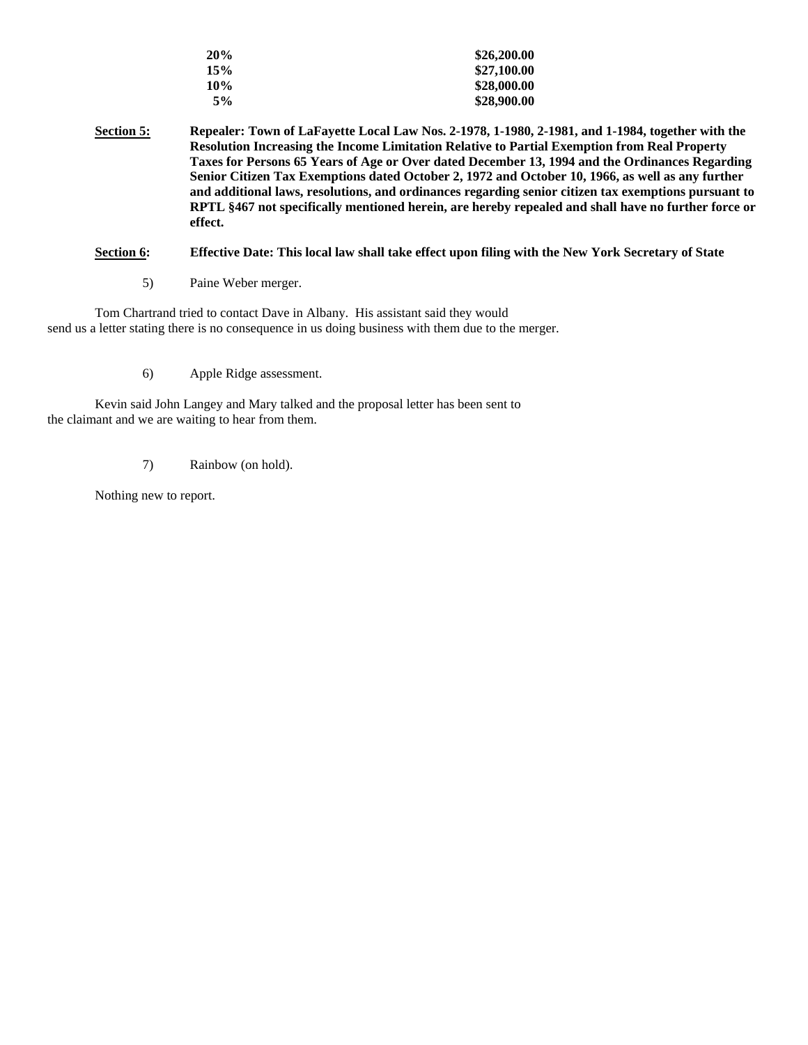| | |
|---|---|
| **20%** | **$26,200.00** |
| **15%** | **$27,100.00** |
| **10%** | **$28,000.00** |
| **5%** | **$28,900.00** |

**Section 5:** **Repealer: Town of LaFayette Local Law Nos. 2-1978, 1-1980, 2-1981, and 1-1984, together with the Resolution Increasing the Income Limitation Relative to Partial Exemption from Real Property Taxes for Persons 65 Years of Age or Over dated December 13, 1994 and the Ordinances Regarding Senior Citizen Tax Exemptions dated October 2, 1972 and October 10, 1966, as well as any further and additional laws, resolutions, and ordinances regarding senior citizen tax exemptions pursuant to RPTL §467 not specifically mentioned herein, are hereby repealed and shall have no further force or effect.**

**Section 6:** **Effective Date: This local law shall take effect upon filing with the New York Secretary of State**

5) Paine Weber merger.

Tom Chartrand tried to contact Dave in Albany. His assistant said they would send us a letter stating there is no consequence in us doing business with them due to the merger.

6) Apple Ridge assessment.

Kevin said John Langey and Mary talked and the proposal letter has been sent to the claimant and we are waiting to hear from them.

7) Rainbow (on hold).

Nothing new to report.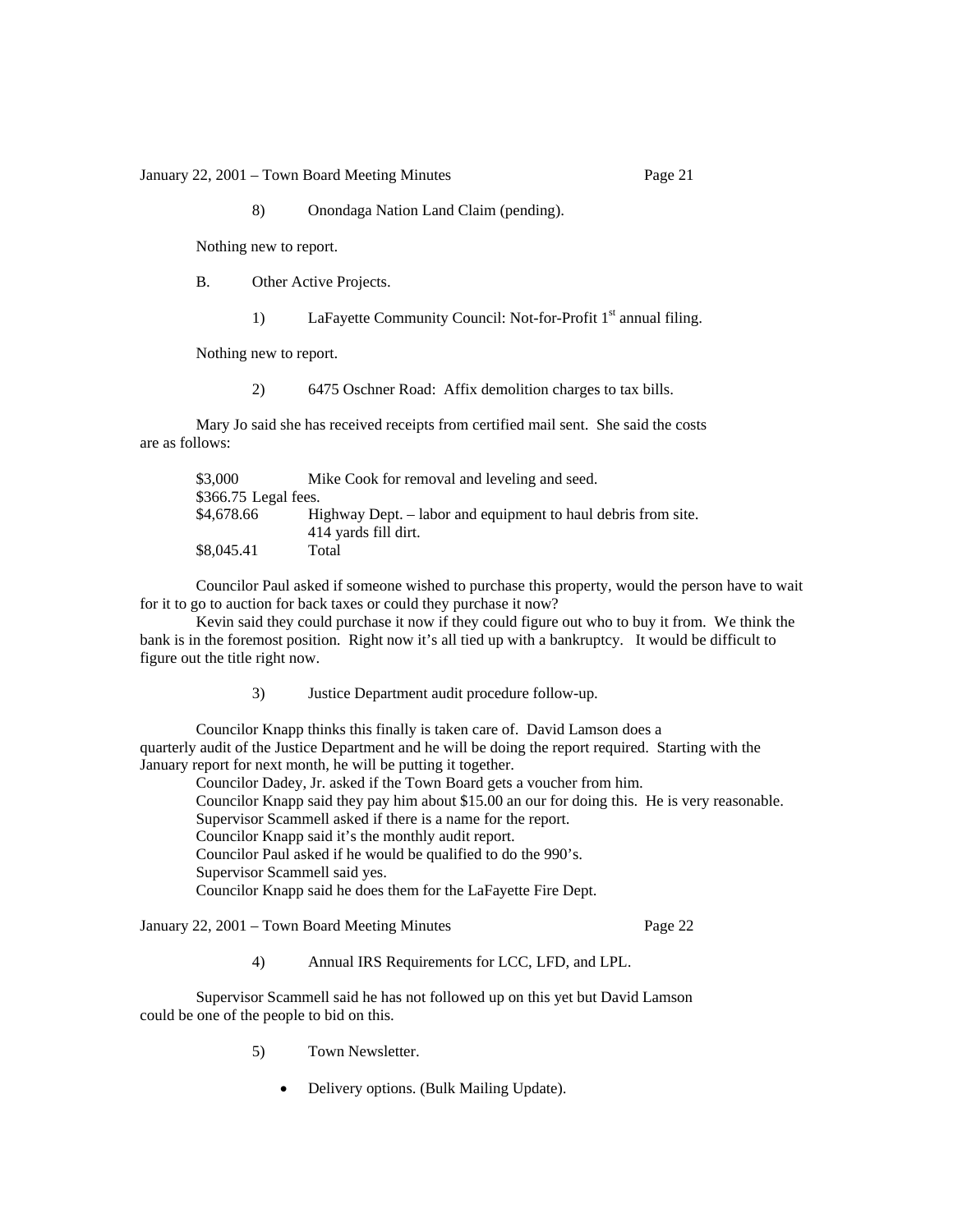8) Onondaga Nation Land Claim (pending).

Nothing new to report.

B. Other Active Projects.

1) LaFayette Community Council: Not-for-Profit 1st annual filing.

Nothing new to report.

2) 6475 Oschner Road: Affix demolition charges to tax bills.

Mary Jo said she has received receipts from certified mail sent. She said the costs are as follows:

| | |
|---|---|
| $3,000 | Mike Cook for removal and leveling and seed. |
| $366.75 Legal fees. | |
| $4,678.66 | Highway Dept. – labor and equipment to haul debris from site. 414 yards fill dirt. |
| $8,045.41 | Total |

Councilor Paul asked if someone wished to purchase this property, would the person have to wait for it to go to auction for back taxes or could they purchase it now?

Kevin said they could purchase it now if they could figure out who to buy it from. We think the bank is in the foremost position. Right now it's all tied up with a bankruptcy. It would be difficult to figure out the title right now.

3) Justice Department audit procedure follow-up.

Councilor Knapp thinks this finally is taken care of. David Lamson does a quarterly audit of the Justice Department and he will be doing the report required. Starting with the January report for next month, he will be putting it together.

Councilor Dadey, Jr. asked if the Town Board gets a voucher from him.

Councilor Knapp said they pay him about $15.00 an our for doing this. He is very reasonable.

Supervisor Scammell asked if there is a name for the report.

Councilor Knapp said it's the monthly audit report.

Councilor Paul asked if he would be qualified to do the 990's.

Supervisor Scammell said yes.

Councilor Knapp said he does them for the LaFayette Fire Dept.

4) Annual IRS Requirements for LCC, LFD, and LPL.

Supervisor Scammell said he has not followed up on this yet but David Lamson could be one of the people to bid on this.

5) Town Newsletter.

- Delivery options. (Bulk Mailing Update).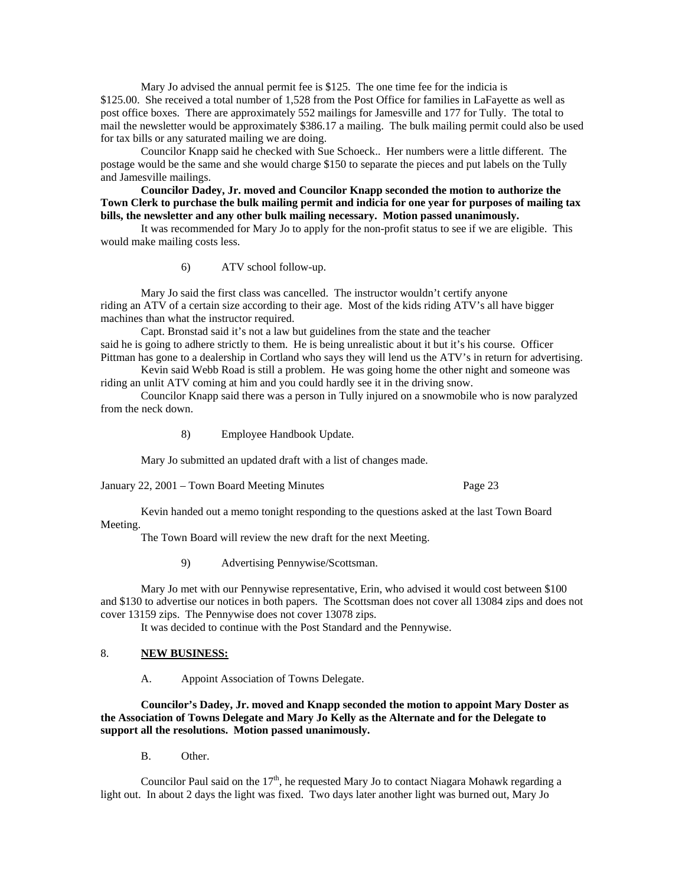Mary Jo advised the annual permit fee is $125. The one time fee for the indicia is $125.00. She received a total number of 1,528 from the Post Office for families in LaFayette as well as post office boxes. There are approximately 552 mailings for Jamesville and 177 for Tully. The total to mail the newsletter would be approximately $386.17 a mailing. The bulk mailing permit could also be used for tax bills or any saturated mailing we are doing.

Councilor Knapp said he checked with Sue Schoeck.. Her numbers were a little different. The postage would be the same and she would charge $150 to separate the pieces and put labels on the Tully and Jamesville mailings.

**Councilor Dadey, Jr. moved and Councilor Knapp seconded the motion to authorize the Town Clerk to purchase the bulk mailing permit and indicia for one year for purposes of mailing tax bills, the newsletter and any other bulk mailing necessary. Motion passed unanimously.**

It was recommended for Mary Jo to apply for the non-profit status to see if we are eligible. This would make mailing costs less.

6) ATV school follow-up.

Mary Jo said the first class was cancelled. The instructor wouldn't certify anyone riding an ATV of a certain size according to their age. Most of the kids riding ATV's all have bigger machines than what the instructor required.

Capt. Bronstad said it's not a law but guidelines from the state and the teacher said he is going to adhere strictly to them. He is being unrealistic about it but it's his course. Officer Pittman has gone to a dealership in Cortland who says they will lend us the ATV's in return for advertising.

Kevin said Webb Road is still a problem. He was going home the other night and someone was riding an unlit ATV coming at him and you could hardly see it in the driving snow.

Councilor Knapp said there was a person in Tully injured on a snowmobile who is now paralyzed from the neck down.

8) Employee Handbook Update.

Mary Jo submitted an updated draft with a list of changes made.

Kevin handed out a memo tonight responding to the questions asked at the last Town Board Meeting.

The Town Board will review the new draft for the next Meeting.

9) Advertising Pennywise/Scottsman.

Mary Jo met with our Pennywise representative, Erin, who advised it would cost between $100 and $130 to advertise our notices in both papers. The Scottsman does not cover all 13084 zips and does not cover 13159 zips. The Pennywise does not cover 13078 zips.

It was decided to continue with the Post Standard and the Pennywise.

8. **NEW BUSINESS:**

A. Appoint Association of Towns Delegate.

**Councilor's Dadey, Jr. moved and Knapp seconded the motion to appoint Mary Doster as the Association of Towns Delegate and Mary Jo Kelly as the Alternate and for the Delegate to support all the resolutions. Motion passed unanimously.**

B. Other.

Councilor Paul said on the 17th, he requested Mary Jo to contact Niagara Mohawk regarding a light out. In about 2 days the light was fixed. Two days later another light was burned out, Mary Jo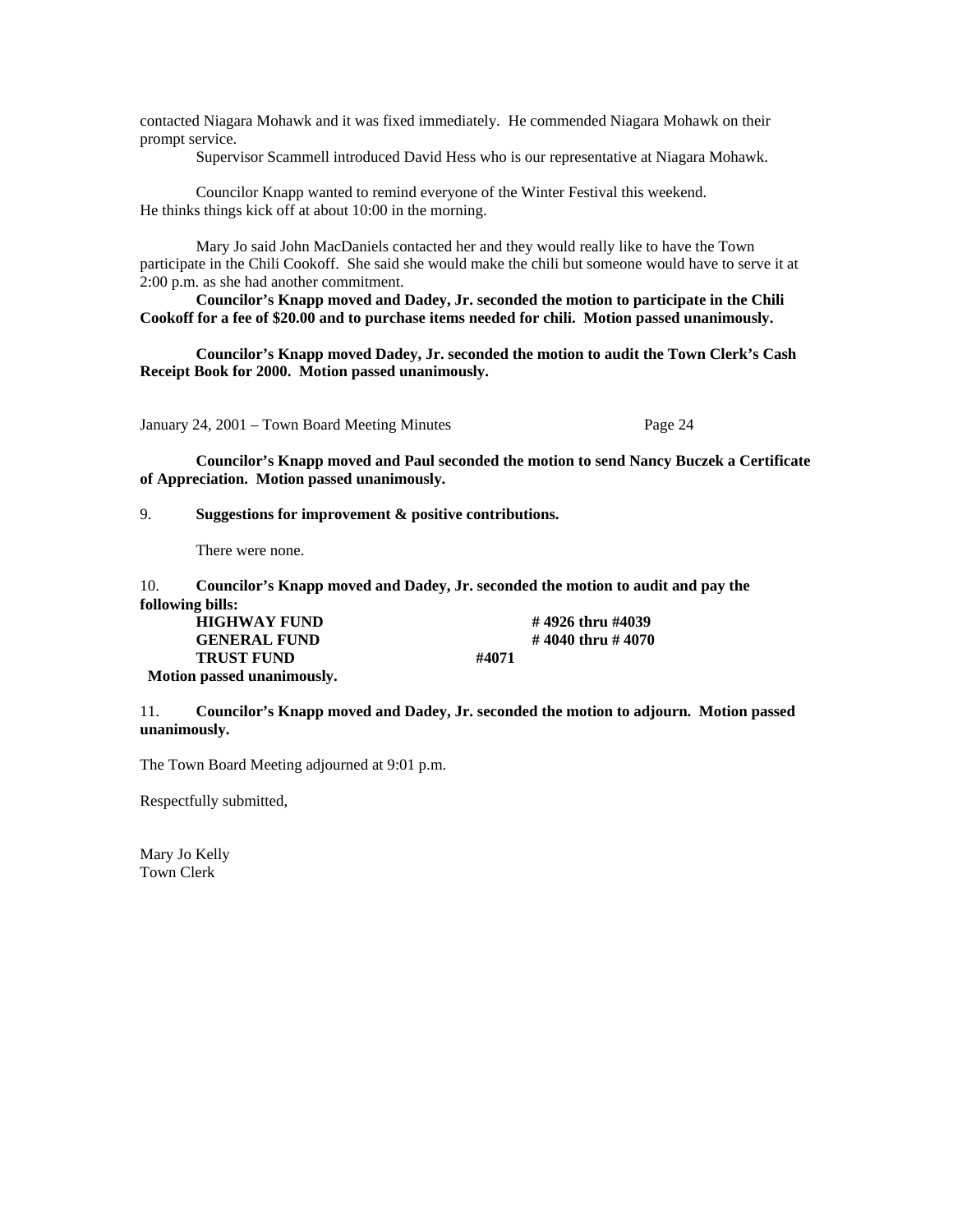contacted Niagara Mohawk and it was fixed immediately. He commended Niagara Mohawk on their prompt service.

Supervisor Scammell introduced David Hess who is our representative at Niagara Mohawk.

Councilor Knapp wanted to remind everyone of the Winter Festival this weekend. He thinks things kick off at about 10:00 in the morning.

Mary Jo said John MacDaniels contacted her and they would really like to have the Town participate in the Chili Cookoff. She said she would make the chili but someone would have to serve it at 2:00 p.m. as she had another commitment.

**Councilor's Knapp moved and Dadey, Jr. seconded the motion to participate in the Chili Cookoff for a fee of $20.00 and to purchase items needed for chili. Motion passed unanimously.**

**Councilor's Knapp moved Dadey, Jr. seconded the motion to audit the Town Clerk's Cash Receipt Book for 2000. Motion passed unanimously.**

January 24, 2001 – Town Board Meeting Minutes

**Councilor's Knapp moved and Paul seconded the motion to send Nancy Buczek a Certificate of Appreciation. Motion passed unanimously.**

9. **Suggestions for improvement & positive contributions.**

There were none.

10. **Councilor's Knapp moved and Dadey, Jr. seconded the motion to audit and pay the following bills:**

| | |
|---|---|
| **HIGHWAY FUND** | **# 4926 thru #4039** |
| **GENERAL FUND** | **# 4040 thru # 4070** |
| **TRUST FUND** | **#4071** |

**Motion passed unanimously.**

11. **Councilor's Knapp moved and Dadey, Jr. seconded the motion to adjourn. Motion passed unanimously.**

The Town Board Meeting adjourned at 9:01 p.m.

Respectfully submitted,

Mary Jo Kelly
Town Clerk